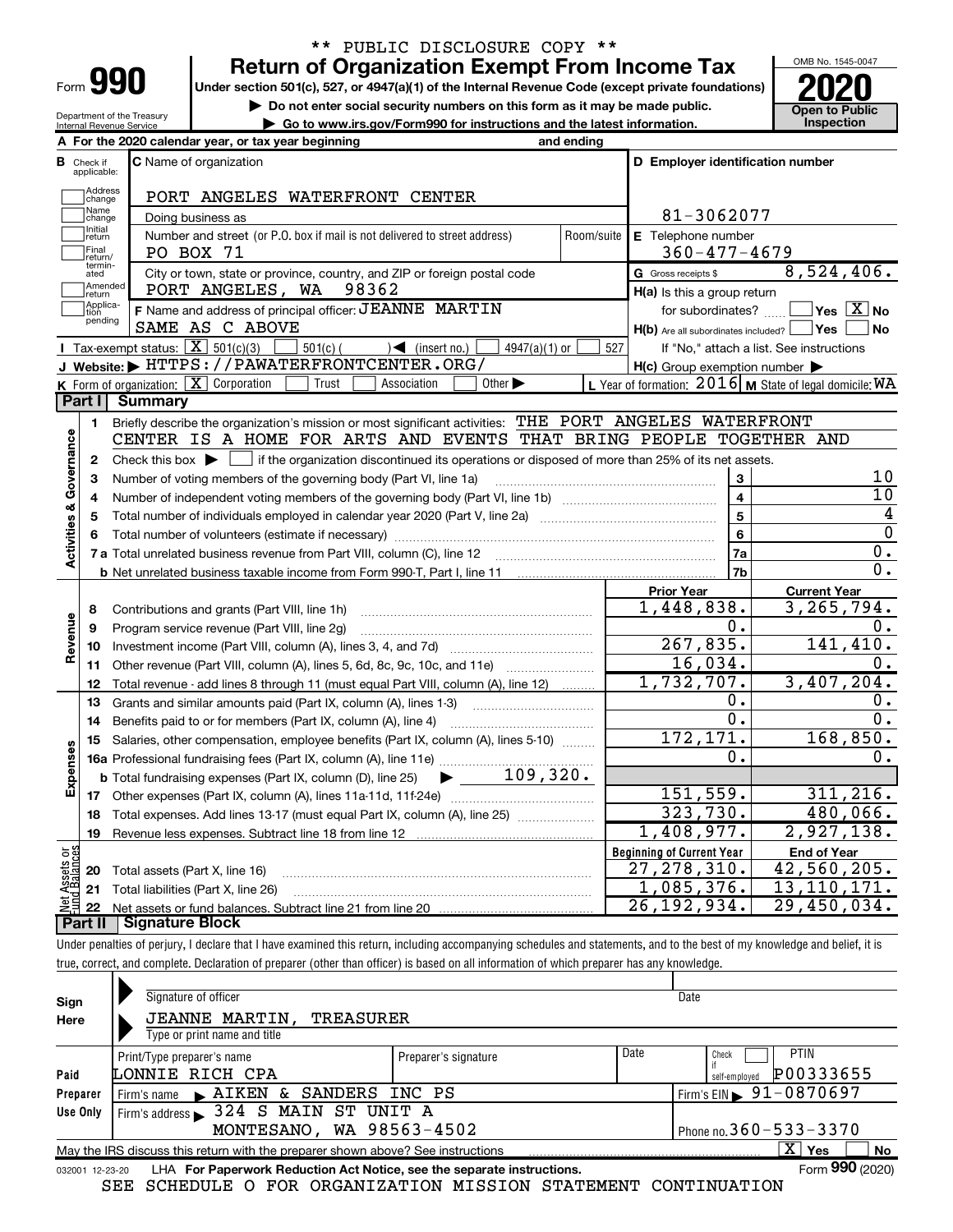\*\* PUBLIC DISCLOSURE COPY \*\*

# Form 990 — Return of Organization Exempt From Income Tax (2020)

Under section 501(c), 527, or 4947(a)(1) of the Internal Revenue Code (except private foundations)

▶ Do not enter social security numbers on this form as it may be made public.

▶ Go to www.irs.gov/Form990 for instructions and the latest information.

Department of the Treasury, Internal Revenue Service

OMB No. 1545-0047 — Open to Public Inspection

**A** For the 2020 calendar year, or tax year beginning and ending

**B** Check if applicable: Address change, Name change, Initial return, Final return/terminated, Amended return, Application pending

**C** Name of organization: PORT ANGELES WATERFRONT CENTER

Doing business as

Number and street (or P.O. box if mail is not delivered to street address): PO BOX 71 — Room/suite

City or town, state or province, country, and ZIP or foreign postal code: PORT ANGELES, WA 98362

**D** Employer identification number: 81-3062077

**E** Telephone number: 360-477-4679

**G** Gross receipts $ 8,524,406.

**F** Name and address of principal officer: JEANNE MARTIN, SAME AS C ABOVE

**H(a)** Is this a group return for subordinates? ☐ Yes ☒ No

**H(b)** Are all subordinates included? ☐ Yes ☐ No — If "No," attach a list. See instructions

**H(c)** Group exemption number ▶

**I** Tax-exempt status: ☒ 501(c)(3) ☐ 501(c) ( ) ◀ (insert no.) ☐ 4947(a)(1) or ☐ 527

**J** Website: ▶ HTTPS://PAWATERFRONTCENTER.ORG/

**K** Form of organization: ☒ Corporation ☐ Trust ☐ Association ☐ Other ▶

**L** Year of formation: 2016 **M** State of legal domicile: WA

## Part I Summary

### Activities & Governance

1. Briefly describe the organization's mission or most significant activities: THE PORT ANGELES WATERFRONT CENTER IS A HOME FOR ARTS AND EVENTS THAT BRING PEOPLE TOGETHER AND
2. Check this box ▶ ☐ if the organization discontinued its operations or disposed of more than 25% of its net assets.

| Line | Description | | Value |
|---|---|---|---|
| 3 | Number of voting members of the governing body (Part VI, line 1a) | 3 | 10 |
| 4 | Number of independent voting members of the governing body (Part VI, line 1b) | 4 | 10 |
| 5 | Total number of individuals employed in calendar year 2020 (Part V, line 2a) | 5 | 4 |
| 6 | Total number of volunteers (estimate if necessary) | 6 | 0 |
| 7a | Total unrelated business revenue from Part VIII, column (C), line 12 | 7a | 0. |
| 7b | Net unrelated business taxable income from Form 990-T, Part I, line 11 | 7b | 0. |

### Revenue / Expenses / Net Assets

| Line | Description | Prior Year | Current Year |
|---|---|---|---|
| 8 | Contributions and grants (Part VIII, line 1h) | 1,448,838. | 3,265,794. |
| 9 | Program service revenue (Part VIII, line 2g) | 0. | 0. |
| 10 | Investment income (Part VIII, column (A), lines 3, 4, and 7d) | 267,835. | 141,410. |
| 11 | Other revenue (Part VIII, column (A), lines 5, 6d, 8c, 9c, 10c, and 11e) | 16,034. | 0. |
| 12 | Total revenue - add lines 8 through 11 (must equal Part VIII, column (A), line 12) | 1,732,707. | 3,407,204. |
| 13 | Grants and similar amounts paid (Part IX, column (A), lines 1-3) | 0. | 0. |
| 14 | Benefits paid to or for members (Part IX, column (A), line 4) | 0. | 0. |
| 15 | Salaries, other compensation, employee benefits (Part IX, column (A), lines 5-10) | 172,171. | 168,850. |
| 16a | Professional fundraising fees (Part IX, column (A), line 11e) | 0. | 0. |
| b | Total fundraising expenses (Part IX, column (D), line 25) ▶ 109,320. | | |
| 17 | Other expenses (Part IX, column (A), lines 11a-11d, 11f-24e) | 151,559. | 311,216. |
| 18 | Total expenses. Add lines 13-17 (must equal Part IX, column (A), line 25) | 323,730. | 480,066. |
| 19 | Revenue less expenses. Subtract line 18 from line 12 | 1,408,977. | 2,927,138. |
| | | **Beginning of Current Year** | **End of Year** |
| 20 | Total assets (Part X, line 16) | 27,278,310. | 42,560,205. |
| 21 | Total liabilities (Part X, line 26) | 1,085,376. | 13,110,171. |
| 22 | Net assets or fund balances. Subtract line 21 from line 20 | 26,192,934. | 29,450,034. |

## Part II Signature Block

Under penalties of perjury, I declare that I have examined this return, including accompanying schedules and statements, and to the best of my knowledge and belief, it is true, correct, and complete. Declaration of preparer (other than officer) is based on all information of which preparer has any knowledge.

**Sign Here** — Signature of officer / Date

JEANNE MARTIN, TREASURER — Type or print name and title

**Paid Preparer Use Only**

| Print/Type preparer's name | Preparer's signature | Date | Check if self-employed | PTIN |
|---|---|---|---|---|
| LONNIE RICH CPA | | | ☐ | P00333655 |

Firm's name ▶ AIKEN & SANDERS INC PS — Firm's EIN ▶ 91-0870697

Firm's address ▶ 324 S MAIN ST UNIT A, MONTESANO, WA 98563-4502 — Phone no. 360-533-3370

May the IRS discuss this return with the preparer shown above? See instructions ☒ Yes ☐ No

032001 12-23-20 LHA For Paperwork Reduction Act Notice, see the separate instructions. Form 990 (2020)

SEE SCHEDULE O FOR ORGANIZATION MISSION STATEMENT CONTINUATION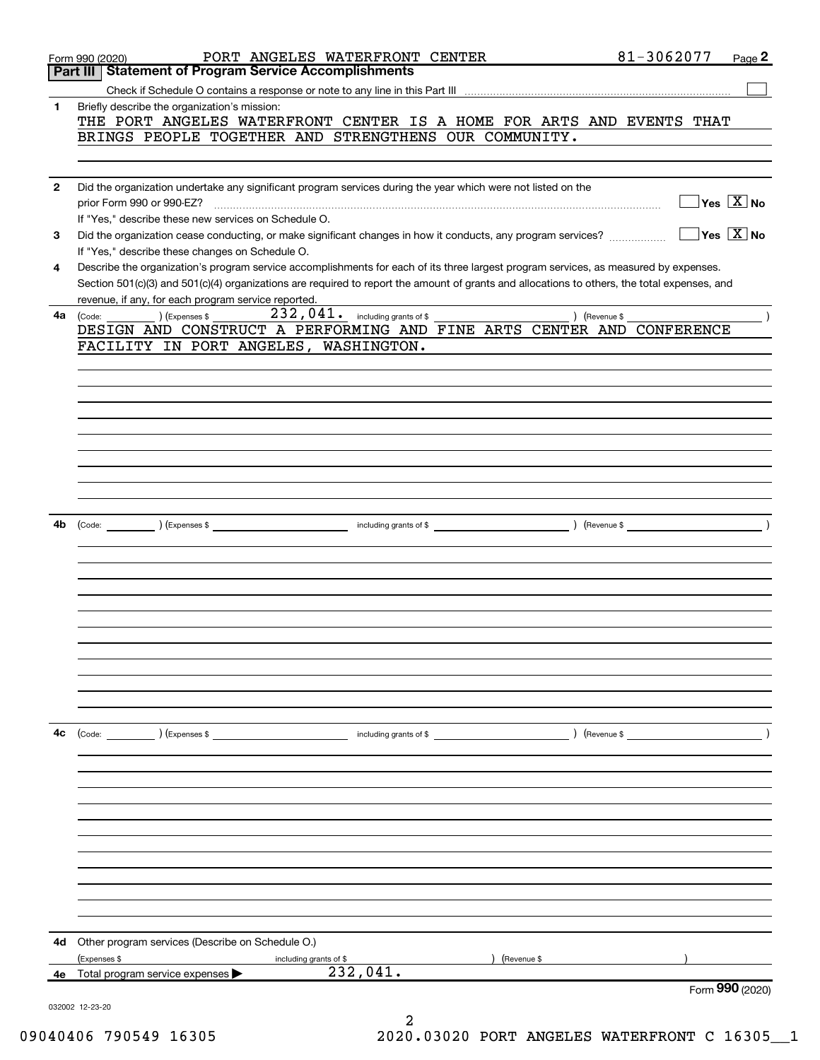Form 990 (2020) PORT ANGELES WATERFRONT CENTER 81-3062077 Page 2

## Part III Statement of Program Service Accomplishments

Check if Schedule O contains a response or note to any line in this Part III ☐

**1** Briefly describe the organization's mission:

THE PORT ANGELES WATERFRONT CENTER IS A HOME FOR ARTS AND EVENTS THAT BRINGS PEOPLE TOGETHER AND STRENGTHENS OUR COMMUNITY.

**2** Did the organization undertake any significant program services during the year which were not listed on the prior Form 990 or 990-EZ? ☐ Yes ☒ No

If "Yes," describe these new services on Schedule O.

**3** Did the organization cease conducting, or make significant changes in how it conducts, any program services? ☐ Yes ☒ No

If "Yes," describe these changes on Schedule O.

**4** Describe the organization's program service accomplishments for each of its three largest program services, as measured by expenses. Section 501(c)(3) and 501(c)(4) organizations are required to report the amount of grants and allocations to others, the total expenses, and revenue, if any, for each program service reported.

**4a** (Code: ) (Expenses $ 232,041. including grants of $ ) (Revenue $ )

DESIGN AND CONSTRUCT A PERFORMING AND FINE ARTS CENTER AND CONFERENCE FACILITY IN PORT ANGELES, WASHINGTON.

**4b** (Code: ) (Expenses $ including grants of $ ) (Revenue $ )

**4c** (Code: ) (Expenses $ including grants of $ ) (Revenue $ )

**4d** Other program services (Describe on Schedule O.)

(Expenses $ including grants of $ ) (Revenue $ )

**4e** Total program service expenses ▶ 232,041.

Form **990** (2020)

032002 12-23-20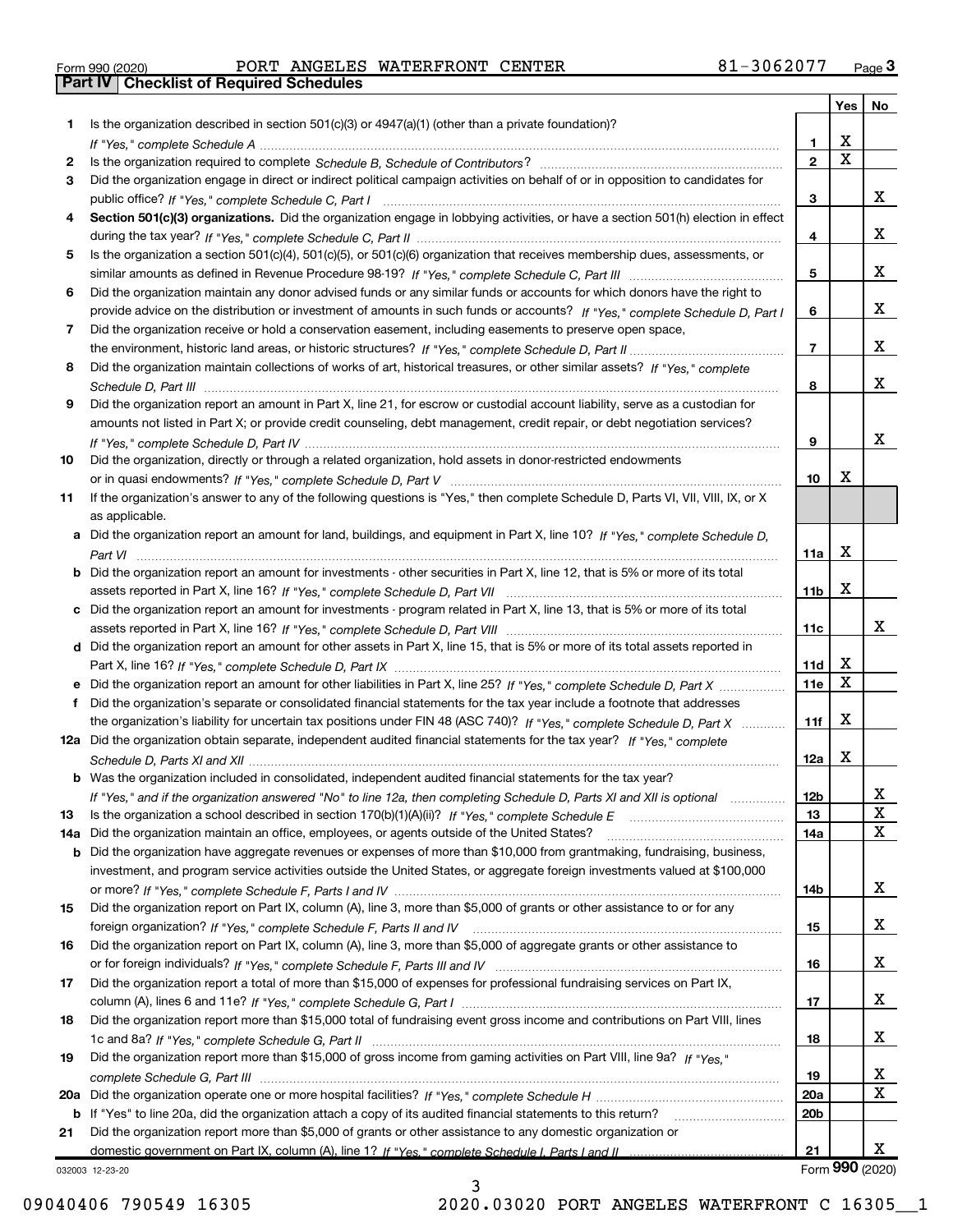Form 990 (2020) PORT ANGELES WATERFRONT CENTER 81-3062077

## Part IV Checklist of Required Schedules

| | | | Yes | No |
|---|---|---|---|---|
| **1** | Is the organization described in section 501(c)(3) or 4947(a)(1) (other than a private foundation)? *If "Yes," complete Schedule A* | 1 | X | |
| **2** | Is the organization required to complete *Schedule B, Schedule of Contributors*? | 2 | X | |
| **3** | Did the organization engage in direct or indirect political campaign activities on behalf of or in opposition to candidates for public office? *If "Yes," complete Schedule C, Part I* | 3 | | X |
| **4** | **Section 501(c)(3) organizations.** Did the organization engage in lobbying activities, or have a section 501(h) election in effect during the tax year? *If "Yes," complete Schedule C, Part II* | 4 | | X |
| **5** | Is the organization a section 501(c)(4), 501(c)(5), or 501(c)(6) organization that receives membership dues, assessments, or similar amounts as defined in Revenue Procedure 98-19? *If "Yes," complete Schedule C, Part III* | 5 | | X |
| **6** | Did the organization maintain any donor advised funds or any similar funds or accounts for which donors have the right to provide advice on the distribution or investment of amounts in such funds or accounts? *If "Yes," complete Schedule D, Part I* | 6 | | X |
| **7** | Did the organization receive or hold a conservation easement, including easements to preserve open space, the environment, historic land areas, or historic structures? *If "Yes," complete Schedule D, Part II* | 7 | | X |
| **8** | Did the organization maintain collections of works of art, historical treasures, or other similar assets? *If "Yes," complete Schedule D, Part III* | 8 | | X |
| **9** | Did the organization report an amount in Part X, line 21, for escrow or custodial account liability, serve as a custodian for amounts not listed in Part X; or provide credit counseling, debt management, credit repair, or debt negotiation services? *If "Yes," complete Schedule D, Part IV* | 9 | | X |
| **10** | Did the organization, directly or through a related organization, hold assets in donor-restricted endowments or in quasi endowments? *If "Yes," complete Schedule D, Part V* | 10 | X | |
| **11** | If the organization's answer to any of the following questions is "Yes," then complete Schedule D, Parts VI, VII, VIII, IX, or X as applicable. | | | |
| **a** | Did the organization report an amount for land, buildings, and equipment in Part X, line 10? *If "Yes," complete Schedule D, Part VI* | 11a | X | |
| **b** | Did the organization report an amount for investments - other securities in Part X, line 12, that is 5% or more of its total assets reported in Part X, line 16? *If "Yes," complete Schedule D, Part VII* | 11b | X | |
| **c** | Did the organization report an amount for investments - program related in Part X, line 13, that is 5% or more of its total assets reported in Part X, line 16? *If "Yes," complete Schedule D, Part VIII* | 11c | | X |
| **d** | Did the organization report an amount for other assets in Part X, line 15, that is 5% or more of its total assets reported in Part X, line 16? *If "Yes," complete Schedule D, Part IX* | 11d | X | |
| **e** | Did the organization report an amount for other liabilities in Part X, line 25? *If "Yes," complete Schedule D, Part X* | 11e | X | |
| **f** | Did the organization's separate or consolidated financial statements for the tax year include a footnote that addresses the organization's liability for uncertain tax positions under FIN 48 (ASC 740)? *If "Yes," complete Schedule D, Part X* | 11f | X | |
| **12a** | Did the organization obtain separate, independent audited financial statements for the tax year? *If "Yes," complete Schedule D, Parts XI and XII* | 12a | X | |
| **b** | Was the organization included in consolidated, independent audited financial statements for the tax year? *If "Yes," and if the organization answered "No" to line 12a, then completing Schedule D, Parts XI and XII is optional* | 12b | | X |
| **13** | Is the organization a school described in section 170(b)(1)(A)(ii)? *If "Yes," complete Schedule E* | 13 | | X |
| **14a** | Did the organization maintain an office, employees, or agents outside of the United States? | 14a | | X |
| **b** | Did the organization have aggregate revenues or expenses of more than $10,000 from grantmaking, fundraising, business, investment, and program service activities outside the United States, or aggregate foreign investments valued at $100,000 or more? *If "Yes," complete Schedule F, Parts I and IV* | 14b | | X |
| **15** | Did the organization report on Part IX, column (A), line 3, more than $5,000 of grants or other assistance to or for any foreign organization? *If "Yes," complete Schedule F, Parts II and IV* | 15 | | X |
| **16** | Did the organization report on Part IX, column (A), line 3, more than $5,000 of aggregate grants or other assistance to or for foreign individuals? *If "Yes," complete Schedule F, Parts III and IV* | 16 | | X |
| **17** | Did the organization report a total of more than $15,000 of expenses for professional fundraising services on Part IX, column (A), lines 6 and 11e? *If "Yes," complete Schedule G, Part I* | 17 | | X |
| **18** | Did the organization report more than $15,000 total of fundraising event gross income and contributions on Part VIII, lines 1c and 8a? *If "Yes," complete Schedule G, Part II* | 18 | | X |
| **19** | Did the organization report more than $15,000 of gross income from gaming activities on Part VIII, line 9a? *If "Yes," complete Schedule G, Part III* | 19 | | X |
| **20a** | Did the organization operate one or more hospital facilities? *If "Yes," complete Schedule H* | 20a | | X |
| **b** | If "Yes" to line 20a, did the organization attach a copy of its audited financial statements to this return? | 20b | | |
| **21** | Did the organization report more than $5,000 of grants or other assistance to any domestic organization or domestic government on Part IX, column (A), line 1? *If "Yes," complete Schedule I, Parts I and II* | 21 | | X |

032003 12-23-20

Form **990** (2020)

09040406 790549 16305 2020.03020 PORT ANGELES WATERFRONT C 16305__1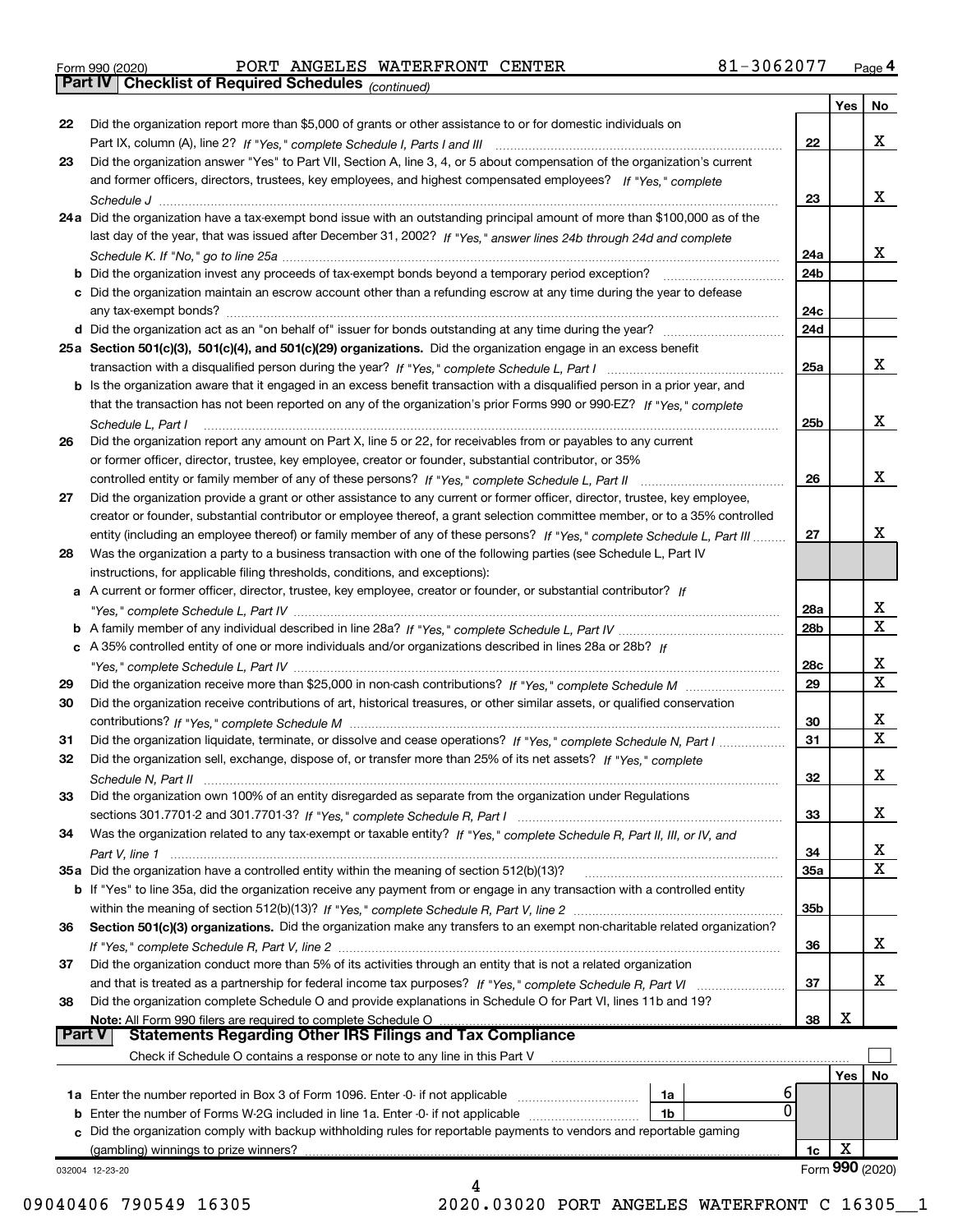Form 990 (2020) PORT ANGELES WATERFRONT CENTER 81-3062077

## Part IV Checklist of Required Schedules *(continued)*

| | | | Yes | No |
|---|---|---|---|---|
| 22 | Did the organization report more than $5,000 of grants or other assistance to or for domestic individuals on Part IX, column (A), line 2? *If "Yes," complete Schedule I, Parts I and III* | 22 | | X |
| 23 | Did the organization answer "Yes" to Part VII, Section A, line 3, 4, or 5 about compensation of the organization's current and former officers, directors, trustees, key employees, and highest compensated employees? *If "Yes," complete Schedule J* | 23 | | X |
| 24a | Did the organization have a tax-exempt bond issue with an outstanding principal amount of more than $100,000 as of the last day of the year, that was issued after December 31, 2002? *If "Yes," answer lines 24b through 24d and complete Schedule K. If "No," go to line 25a* | 24a | | X |
| b | Did the organization invest any proceeds of tax-exempt bonds beyond a temporary period exception? | 24b | | |
| c | Did the organization maintain an escrow account other than a refunding escrow at any time during the year to defease any tax-exempt bonds? | 24c | | |
| d | Did the organization act as an "on behalf of" issuer for bonds outstanding at any time during the year? | 24d | | |
| 25a | **Section 501(c)(3), 501(c)(4), and 501(c)(29) organizations.** Did the organization engage in an excess benefit transaction with a disqualified person during the year? *If "Yes," complete Schedule L, Part I* | 25a | | X |
| b | Is the organization aware that it engaged in an excess benefit transaction with a disqualified person in a prior year, and that the transaction has not been reported on any of the organization's prior Forms 990 or 990-EZ? *If "Yes," complete Schedule L, Part I* | 25b | | X |
| 26 | Did the organization report any amount on Part X, line 5 or 22, for receivables from or payables to any current or former officer, director, trustee, key employee, creator or founder, substantial contributor, or 35% controlled entity or family member of any of these persons? *If "Yes," complete Schedule L, Part II* | 26 | | X |
| 27 | Did the organization provide a grant or other assistance to any current or former officer, director, trustee, key employee, creator or founder, substantial contributor or employee thereof, a grant selection committee member, or to a 35% controlled entity (including an employee thereof) or family member of any of these persons? *If "Yes," complete Schedule L, Part III* | 27 | | X |
| 28 | Was the organization a party to a business transaction with one of the following parties (see Schedule L, Part IV instructions, for applicable filing thresholds, conditions, and exceptions): | | | |
| a | A current or former officer, director, trustee, key employee, creator or founder, or substantial contributor? *If "Yes," complete Schedule L, Part IV* | 28a | | X |
| b | A family member of any individual described in line 28a? *If "Yes," complete Schedule L, Part IV* | 28b | | X |
| c | A 35% controlled entity of one or more individuals and/or organizations described in lines 28a or 28b? *If "Yes," complete Schedule L, Part IV* | 28c | | X |
| 29 | Did the organization receive more than $25,000 in non-cash contributions? *If "Yes," complete Schedule M* | 29 | | X |
| 30 | Did the organization receive contributions of art, historical treasures, or other similar assets, or qualified conservation contributions? *If "Yes," complete Schedule M* | 30 | | X |
| 31 | Did the organization liquidate, terminate, or dissolve and cease operations? *If "Yes," complete Schedule N, Part I* | 31 | | X |
| 32 | Did the organization sell, exchange, dispose of, or transfer more than 25% of its net assets? *If "Yes," complete Schedule N, Part II* | 32 | | X |
| 33 | Did the organization own 100% of an entity disregarded as separate from the organization under Regulations sections 301.7701-2 and 301.7701-3? *If "Yes," complete Schedule R, Part I* | 33 | | X |
| 34 | Was the organization related to any tax-exempt or taxable entity? *If "Yes," complete Schedule R, Part II, III, or IV, and Part V, line 1* | 34 | | X |
| 35a | Did the organization have a controlled entity within the meaning of section 512(b)(13)? | 35a | | X |
| b | If "Yes" to line 35a, did the organization receive any payment from or engage in any transaction with a controlled entity within the meaning of section 512(b)(13)? *If "Yes," complete Schedule R, Part V, line 2* | 35b | | |
| 36 | **Section 501(c)(3) organizations.** Did the organization make any transfers to an exempt non-charitable related organization? *If "Yes," complete Schedule R, Part V, line 2* | 36 | | X |
| 37 | Did the organization conduct more than 5% of its activities through an entity that is not a related organization and that is treated as a partnership for federal income tax purposes? *If "Yes," complete Schedule R, Part VI* | 37 | | X |
| 38 | Did the organization complete Schedule O and provide explanations in Schedule O for Part VI, lines 11b and 19? **Note:** All Form 990 filers are required to complete Schedule O | 38 | X | |

## Part V Statements Regarding Other IRS Filings and Tax Compliance

Check if Schedule O contains a response or note to any line in this Part V ☐

| | | | | | Yes | No |
|---|---|---|---|---|---|---|
| 1a | Enter the number reported in Box 3 of Form 1096. Enter -0- if not applicable | 1a | 6 | | | |
| b | Enter the number of Forms W-2G included in line 1a. Enter -0- if not applicable | 1b | 0 | | | |
| c | Did the organization comply with backup withholding rules for reportable payments to vendors and reportable gaming (gambling) winnings to prize winners? | | | 1c | X | |

032004 12-23-20 Form **990** (2020)

09040406 790549 16305 2020.03020 PORT ANGELES WATERFRONT C 16305__1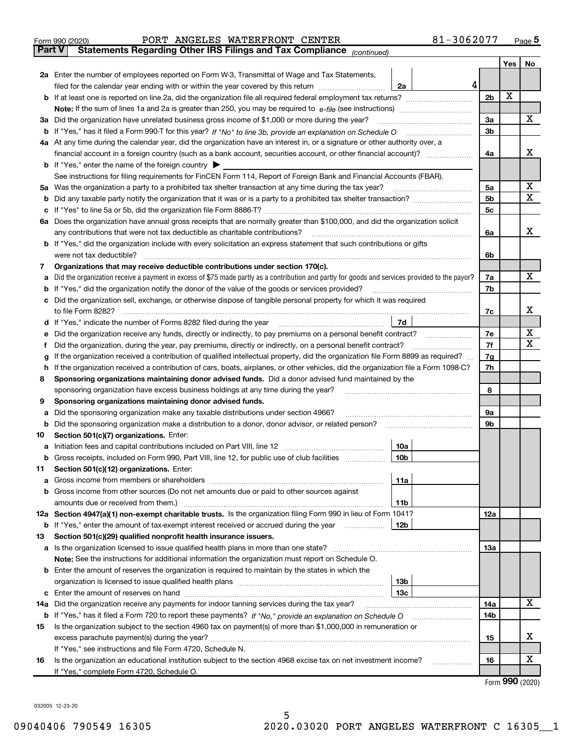Form 990 (2020) PORT ANGELES WATERFRONT CENTER 81-3062077 Page 5

**Part V Statements Regarding Other IRS Filings and Tax Compliance** *(continued)*

| | | | | | Yes | No |
|---|---|---|---|---|---|---|
| **2a** | Enter the number of employees reported on Form W-3, Transmittal of Wage and Tax Statements, filed for the calendar year ending with or within the year covered by this return | 2a | 4 | | | |
| **b** | If at least one is reported on line 2a, did the organization file all required federal employment tax returns? | | | 2b | X | |
| | **Note:** If the sum of lines 1a and 2a is greater than 250, you may be required to *e-file* (see instructions) | | | | | |
| **3a** | Did the organization have unrelated business gross income of $1,000 or more during the year? | | | 3a | | X |
| **b** | If "Yes," has it filed a Form 990-T for this year? *If "No" to line 3b, provide an explanation on Schedule O* | | | 3b | | |
| **4a** | At any time during the calendar year, did the organization have an interest in, or a signature or other authority over, a financial account in a foreign country (such as a bank account, securities account, or other financial account)? | | | 4a | | X |
| **b** | If "Yes," enter the name of the foreign country ▶ | | | | | |
| | See instructions for filing requirements for FinCEN Form 114, Report of Foreign Bank and Financial Accounts (FBAR). | | | | | |
| **5a** | Was the organization a party to a prohibited tax shelter transaction at any time during the tax year? | | | 5a | | X |
| **b** | Did any taxable party notify the organization that it was or is a party to a prohibited tax shelter transaction? | | | 5b | | X |
| **c** | If "Yes" to line 5a or 5b, did the organization file Form 8886-T? | | | 5c | | |
| **6a** | Does the organization have annual gross receipts that are normally greater than $100,000, and did the organization solicit any contributions that were not tax deductible as charitable contributions? | | | 6a | | X |
| **b** | If "Yes," did the organization include with every solicitation an express statement that such contributions or gifts were not tax deductible? | | | 6b | | |
| **7** | **Organizations that may receive deductible contributions under section 170(c).** | | | | | |
| **a** | Did the organization receive a payment in excess of $75 made partly as a contribution and partly for goods and services provided to the payor? | | | 7a | | X |
| **b** | If "Yes," did the organization notify the donor of the value of the goods or services provided? | | | 7b | | |
| **c** | Did the organization sell, exchange, or otherwise dispose of tangible personal property for which it was required to file Form 8282? | | | 7c | | X |
| **d** | If "Yes," indicate the number of Forms 8282 filed during the year | 7d | | | | |
| **e** | Did the organization receive any funds, directly or indirectly, to pay premiums on a personal benefit contract? | | | 7e | | X |
| **f** | Did the organization, during the year, pay premiums, directly or indirectly, on a personal benefit contract? | | | 7f | | X |
| **g** | If the organization received a contribution of qualified intellectual property, did the organization file Form 8899 as required? | | | 7g | | |
| **h** | If the organization received a contribution of cars, boats, airplanes, or other vehicles, did the organization file a Form 1098-C? | | | 7h | | |
| **8** | **Sponsoring organizations maintaining donor advised funds.** Did a donor advised fund maintained by the sponsoring organization have excess business holdings at any time during the year? | | | 8 | | |
| **9** | **Sponsoring organizations maintaining donor advised funds.** | | | | | |
| **a** | Did the sponsoring organization make any taxable distributions under section 4966? | | | 9a | | |
| **b** | Did the sponsoring organization make a distribution to a donor, donor advisor, or related person? | | | 9b | | |
| **10** | **Section 501(c)(7) organizations.** Enter: | | | | | |
| **a** | Initiation fees and capital contributions included on Part VIII, line 12 | 10a | | | | |
| **b** | Gross receipts, included on Form 990, Part VIII, line 12, for public use of club facilities | 10b | | | | |
| **11** | **Section 501(c)(12) organizations.** Enter: | | | | | |
| **a** | Gross income from members or shareholders | 11a | | | | |
| **b** | Gross income from other sources (Do not net amounts due or paid to other sources against amounts due or received from them.) | 11b | | | | |
| **12a** | **Section 4947(a)(1) non-exempt charitable trusts.** Is the organization filing Form 990 in lieu of Form 1041? | | | 12a | | |
| **b** | If "Yes," enter the amount of tax-exempt interest received or accrued during the year | 12b | | | | |
| **13** | **Section 501(c)(29) qualified nonprofit health insurance issuers.** | | | | | |
| **a** | Is the organization licensed to issue qualified health plans in more than one state? | | | 13a | | |
| | **Note:** See the instructions for additional information the organization must report on Schedule O. | | | | | |
| **b** | Enter the amount of reserves the organization is required to maintain by the states in which the organization is licensed to issue qualified health plans | 13b | | | | |
| **c** | Enter the amount of reserves on hand | 13c | | | | |
| **14a** | Did the organization receive any payments for indoor tanning services during the tax year? | | | 14a | | X |
| **b** | If "Yes," has it filed a Form 720 to report these payments? *If "No," provide an explanation on Schedule O* | | | 14b | | |
| **15** | Is the organization subject to the section 4960 tax on payment(s) of more than $1,000,000 in remuneration or excess parachute payment(s) during the year? | | | 15 | | X |
| | If "Yes," see instructions and file Form 4720, Schedule N. | | | | | |
| **16** | Is the organization an educational institution subject to the section 4968 excise tax on net investment income? | | | 16 | | X |
| | If "Yes," complete Form 4720, Schedule O. | | | | | |

Form **990** (2020)

032005 12-23-20

09040406 790549 16305 2020.03020 PORT ANGELES WATERFRONT C 16305__1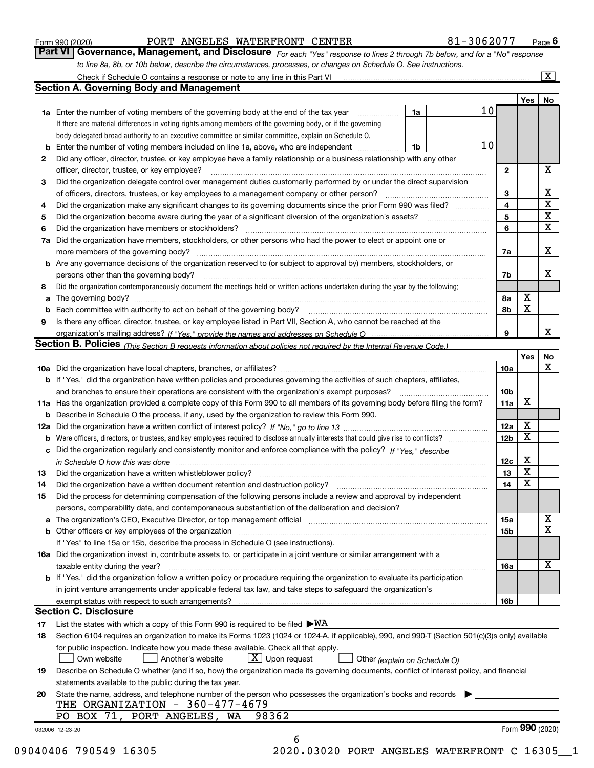Form 990 (2020) PORT ANGELES WATERFRONT CENTER 81-3062077 Page 6

**Part VI Governance, Management, and Disclosure** *For each "Yes" response to lines 2 through 7b below, and for a "No" response to line 8a, 8b, or 10b below, describe the circumstances, processes, or changes on Schedule O. See instructions.*

Check if Schedule O contains a response or note to any line in this Part VI ... [X]

## Section A. Governing Body and Management

| | | | Yes | No |
|---|---|---|---|---|
| **1a** | Enter the number of voting members of the governing body at the end of the tax year ... **1a** 10. If there are material differences in voting rights among members of the governing body, or if the governing body delegated broad authority to an executive committee or similar committee, explain on Schedule O. | | | |
| **b** | Enter the number of voting members included on line 1a, above, who are independent ... **1b** 10 | | | |
| **2** | Did any officer, director, trustee, or key employee have a family relationship or a business relationship with any other officer, director, trustee, or key employee? | 2 | | X |
| **3** | Did the organization delegate control over management duties customarily performed by or under the direct supervision of officers, directors, trustees, or key employees to a management company or other person? | 3 | | X |
| **4** | Did the organization make any significant changes to its governing documents since the prior Form 990 was filed? | 4 | | X |
| **5** | Did the organization become aware during the year of a significant diversion of the organization's assets? | 5 | | X |
| **6** | Did the organization have members or stockholders? | 6 | | X |
| **7a** | Did the organization have members, stockholders, or other persons who had the power to elect or appoint one or more members of the governing body? | 7a | | X |
| **b** | Are any governance decisions of the organization reserved to (or subject to approval by) members, stockholders, or persons other than the governing body? | 7b | | X |
| **8** | Did the organization contemporaneously document the meetings held or written actions undertaken during the year by the following: | | | |
| **a** | The governing body? | 8a | X | |
| **b** | Each committee with authority to act on behalf of the governing body? | 8b | X | |
| **9** | Is there any officer, director, trustee, or key employee listed in Part VII, Section A, who cannot be reached at the organization's mailing address? *If "Yes," provide the names and addresses on Schedule O* | 9 | | X |

## Section B. Policies *(This Section B requests information about policies not required by the Internal Revenue Code.)*

| | | | Yes | No |
|---|---|---|---|---|
| **10a** | Did the organization have local chapters, branches, or affiliates? | 10a | | X |
| **b** | If "Yes," did the organization have written policies and procedures governing the activities of such chapters, affiliates, and branches to ensure their operations are consistent with the organization's exempt purposes? | 10b | | |
| **11a** | Has the organization provided a complete copy of this Form 990 to all members of its governing body before filing the form? | 11a | X | |
| **b** | Describe in Schedule O the process, if any, used by the organization to review this Form 990. | | | |
| **12a** | Did the organization have a written conflict of interest policy? *If "No," go to line 13* | 12a | X | |
| **b** | Were officers, directors, or trustees, and key employees required to disclose annually interests that could give rise to conflicts? | 12b | X | |
| **c** | Did the organization regularly and consistently monitor and enforce compliance with the policy? *If "Yes," describe in Schedule O how this was done* | 12c | X | |
| **13** | Did the organization have a written whistleblower policy? | 13 | X | |
| **14** | Did the organization have a written document retention and destruction policy? | 14 | X | |
| **15** | Did the process for determining compensation of the following persons include a review and approval by independent persons, comparability data, and contemporaneous substantiation of the deliberation and decision? | | | |
| **a** | The organization's CEO, Executive Director, or top management official | 15a | | X |
| **b** | Other officers or key employees of the organization | 15b | | X |
| | If "Yes" to line 15a or 15b, describe the process in Schedule O (see instructions). | | | |
| **16a** | Did the organization invest in, contribute assets to, or participate in a joint venture or similar arrangement with a taxable entity during the year? | 16a | | X |
| **b** | If "Yes," did the organization follow a written policy or procedure requiring the organization to evaluate its participation in joint venture arrangements under applicable federal tax law, and take steps to safeguard the organization's exempt status with respect to such arrangements? | 16b | | |

## Section C. Disclosure

**17** List the states with which a copy of this Form 990 is required to be filed ▶WA

**18** Section 6104 requires an organization to make its Forms 1023 (1024 or 1024-A, if applicable), 990, and 990-T (Section 501(c)(3)s only) available for public inspection. Indicate how you made these available. Check all that apply.

[ ] Own website [ ] Another's website [X] Upon request [ ] Other *(explain on Schedule O)*

**19** Describe on Schedule O whether (and if so, how) the organization made its governing documents, conflict of interest policy, and financial statements available to the public during the tax year.

**20** State the name, address, and telephone number of the person who possesses the organization's books and records ▶

THE ORGANIZATION - 360-477-4679
PO BOX 71, PORT ANGELES, WA 98362

032006 12-23-20 Form **990** (2020)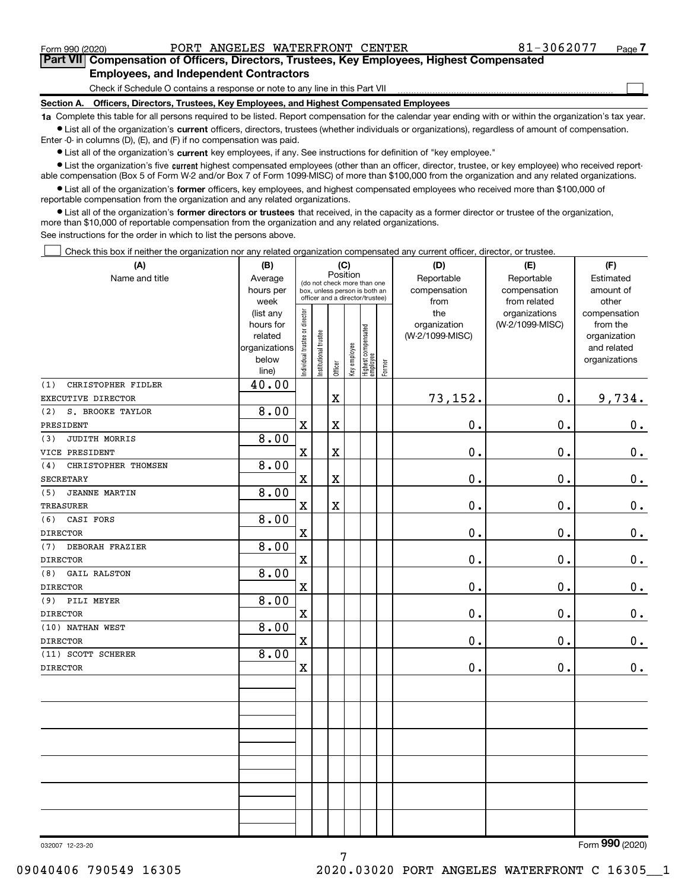Form 990 (2020) PORT ANGELES WATERFRONT CENTER 81-3062077

## Part VII Compensation of Officers, Directors, Trustees, Key Employees, Highest Compensated Employees, and Independent Contractors

Check if Schedule O contains a response or note to any line in this Part VII

### Section A. Officers, Directors, Trustees, Key Employees, and Highest Compensated Employees

**1a** Complete this table for all persons required to be listed. Report compensation for the calendar year ending with or within the organization's tax year.

- List all of the organization's **current** officers, directors, trustees (whether individuals or organizations), regardless of amount of compensation. Enter -0- in columns (D), (E), and (F) if no compensation was paid.
- List all of the organization's **current** key employees, if any. See instructions for definition of "key employee."
- List the organization's five **current** highest compensated employees (other than an officer, director, trustee, or key employee) who received reportable compensation (Box 5 of Form W-2 and/or Box 7 of Form 1099-MISC) of more than $100,000 from the organization and any related organizations.
- List all of the organization's **former** officers, key employees, and highest compensated employees who received more than $100,000 of reportable compensation from the organization and any related organizations.
- List all of the organization's **former directors or trustees** that received, in the capacity as a former director or trustee of the organization, more than $10,000 of reportable compensation from the organization and any related organizations.

See instructions for the order in which to list the persons above.

Check this box if neither the organization nor any related organization compensated any current officer, director, or trustee.

| (A) Name and title | (B) Average hours per week (list any hours for related organizations below line) | (C) Position: Individual trustee or director | Institutional trustee | Officer | Key employee | Highest compensated employee | Former | (D) Reportable compensation from the organization (W-2/1099-MISC) | (E) Reportable compensation from related organizations (W-2/1099-MISC) | (F) Estimated amount of other compensation from the organization and related organizations |
|---|---|---|---|---|---|---|---|---|---|---|
| (1) CHRISTOPHER FIDLER<br>EXECUTIVE DIRECTOR | 40.00 | | | X | | | | 73,152. | 0. | 9,734. |
| (2) S. BROOKE TAYLOR<br>PRESIDENT | 8.00 | X | | X | | | | 0. | 0. | 0. |
| (3) JUDITH MORRIS<br>VICE PRESIDENT | 8.00 | X | | X | | | | 0. | 0. | 0. |
| (4) CHRISTOPHER THOMSEN<br>SECRETARY | 8.00 | X | | X | | | | 0. | 0. | 0. |
| (5) JEANNE MARTIN<br>TREASURER | 8.00 | X | | X | | | | 0. | 0. | 0. |
| (6) CASI FORS<br>DIRECTOR | 8.00 | X | | | | | | 0. | 0. | 0. |
| (7) DEBORAH FRAZIER<br>DIRECTOR | 8.00 | X | | | | | | 0. | 0. | 0. |
| (8) GAIL RALSTON<br>DIRECTOR | 8.00 | X | | | | | | 0. | 0. | 0. |
| (9) PILI MEYER<br>DIRECTOR | 8.00 | X | | | | | | 0. | 0. | 0. |
| (10) NATHAN WEST<br>DIRECTOR | 8.00 | X | | | | | | 0. | 0. | 0. |
| (11) SCOTT SCHERER<br>DIRECTOR | 8.00 | X | | | | | | 0. | 0. | 0. |

032007 12-23-20

Form **990** (2020)

09040406 790549 16305 2020.03020 PORT ANGELES WATERFRONT C 16305__1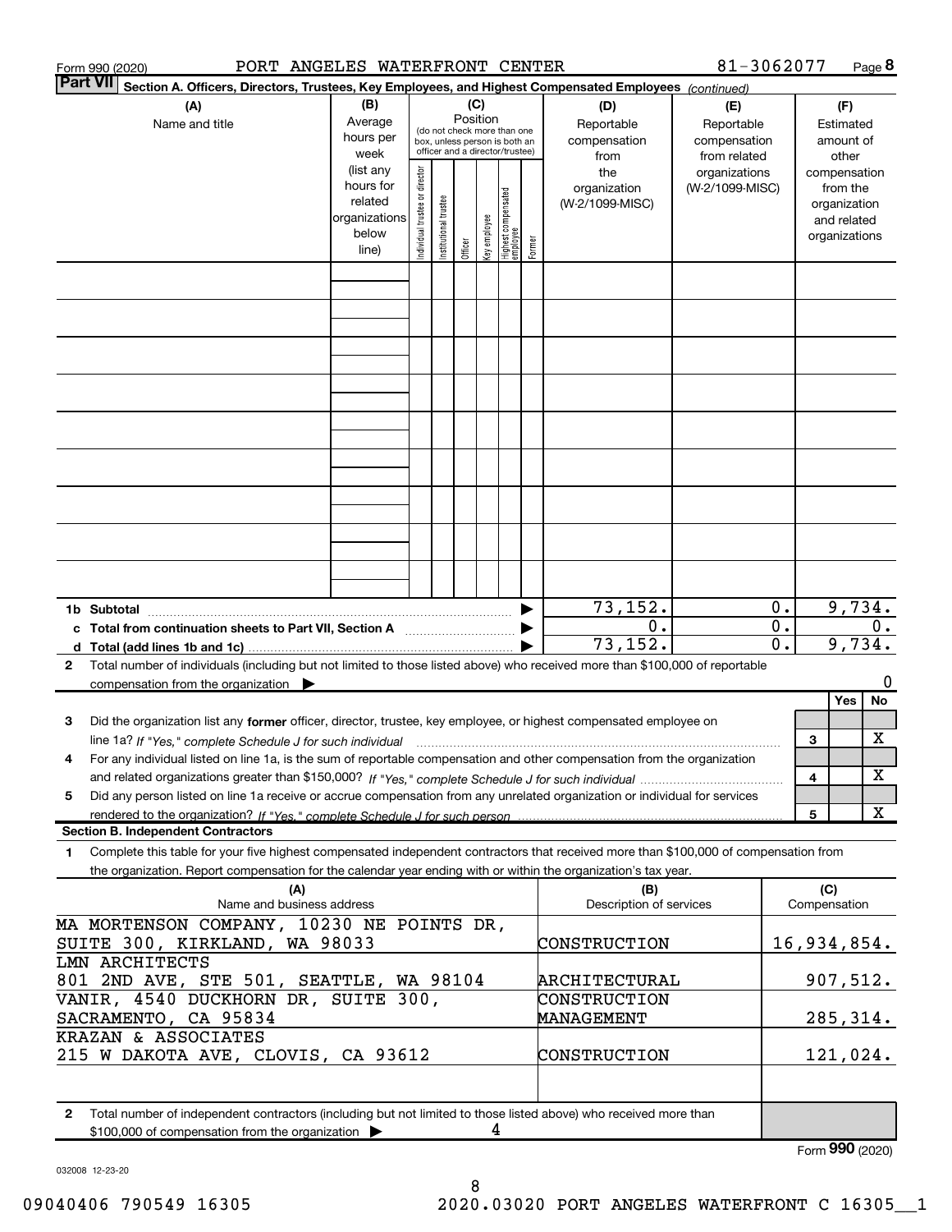Form 990 (2020) PORT ANGELES WATERFRONT CENTER 81-3062077 Page 8

**Part VII Section A. Officers, Directors, Trustees, Key Employees, and Highest Compensated Employees** *(continued)*

| (A) Name and title | (B) Average hours per week (list any hours for related organizations below line) | (C) Position: Individual trustee or director | Institutional trustee | Officer | Key employee | Highest compensated employee | Former | (D) Reportable compensation from the organization (W-2/1099-MISC) | (E) Reportable compensation from related organizations (W-2/1099-MISC) | (F) Estimated amount of other compensation from the organization and related organizations |
|---|---|---|---|---|---|---|---|---|---|---|
| | | | | | | | | | | |
| | | | | | | | | | | |
| | | | | | | | | | | |
| | | | | | | | | | | |
| | | | | | | | | | | |
| | | | | | | | | | | |
| | | | | | | | | | | |
| | | | | | | | | | | |
| | | | | | | | | | | |

| | (D) | (E) | (F) |
|---|---|---|---|
| 1b Subtotal | 73,152. | 0. | 9,734. |
| c Total from continuation sheets to Part VII, Section A | 0. | 0. | 0. |
| d Total (add lines 1b and 1c) | 73,152. | 0. | 9,734. |

2 Total number of individuals (including but not limited to those listed above) who received more than $100,000 of reportable compensation from the organization ▶ 0

| | | Yes | No |
|---|---|---|---|
| 3 Did the organization list any **former** officer, director, trustee, key employee, or highest compensated employee on line 1a? *If "Yes," complete Schedule J for such individual* | 3 | | X |
| 4 For any individual listed on line 1a, is the sum of reportable compensation and other compensation from the organization and related organizations greater than $150,000? *If "Yes," complete Schedule J for such individual* | 4 | | X |
| 5 Did any person listed on line 1a receive or accrue compensation from any unrelated organization or individual for services rendered to the organization? *If "Yes," complete Schedule J for such person* | 5 | | X |

**Section B. Independent Contractors**

1 Complete this table for your five highest compensated independent contractors that received more than $100,000 of compensation from the organization. Report compensation for the calendar year ending with or within the organization's tax year.

| (A) Name and business address | (B) Description of services | (C) Compensation |
|---|---|---|
| MA MORTENSON COMPANY, 10230 NE POINTS DR, SUITE 300, KIRKLAND, WA 98033 | CONSTRUCTION | 16,934,854. |
| LMN ARCHITECTS 801 2ND AVE, STE 501, SEATTLE, WA 98104 | ARCHITECTURAL | 907,512. |
| VANIR, 4540 DUCKHORN DR, SUITE 300, SACRAMENTO, CA 95834 | CONSTRUCTION MANAGEMENT | 285,314. |
| KRAZAN & ASSOCIATES 215 W DAKOTA AVE, CLOVIS, CA 93612 | CONSTRUCTION | 121,024. |
| | | |

2 Total number of independent contractors (including but not limited to those listed above) who received more than $100,000 of compensation from the organization ▶ 4

Form **990** (2020)

032008 12-23-20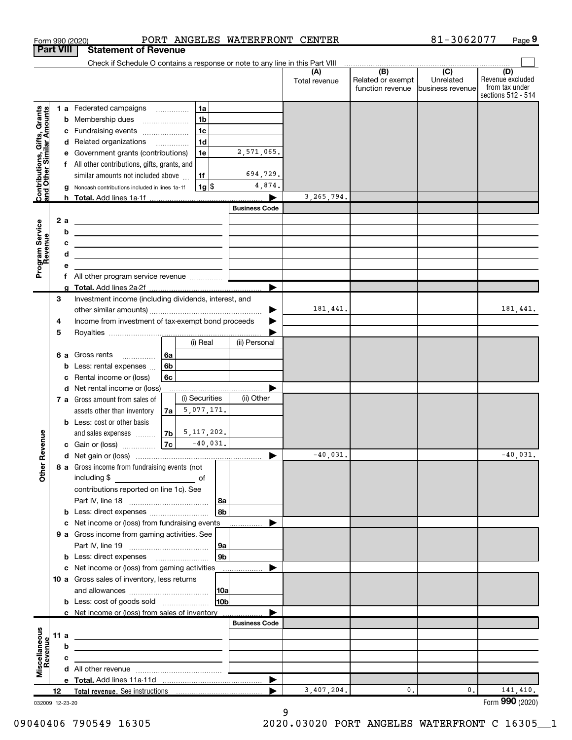Form 990 (2020) PORT ANGELES WATERFRONT CENTER 81-3062077 Page 9

**Part VIII Statement of Revenue**

Check if Schedule O contains a response or note to any line in this Part VIII

| | | | (A) Total revenue | (B) Related or exempt function revenue | (C) Unrelated business revenue | (D) Revenue excluded from tax under sections 512 - 514 |
|---|---|---|---|---|---|---|
| **Contributions, Gifts, Grants and Other Similar Amounts** | 1 a Federated campaigns | 1a | | | | |
| | b Membership dues | 1b | | | | |
| | c Fundraising events | 1c | | | | |
| | d Related organizations | 1d | | | | |
| | e Government grants (contributions) | 1e 2,571,065. | | | | |
| | f All other contributions, gifts, grants, and similar amounts not included above | 1f 694,729. | | | | |
| | g Noncash contributions included in lines 1a-1f | 1g $ 4,874. | | | | |
| | h **Total.** Add lines 1a-1f | | 3,265,794. | | | |
| **Program Service Revenue** | | Business Code | | | | |
| | 2 a | | | | | |
| | b | | | | | |
| | c | | | | | |
| | d | | | | | |
| | e | | | | | |
| | f All other program service revenue | | | | | |
| | g **Total.** Add lines 2a-2f | | | | | |
| **Other Revenue** | 3 Investment income (including dividends, interest, and other similar amounts) | | 181,441. | | | 181,441. |
| | 4 Income from investment of tax-exempt bond proceeds | | | | | |
| | 5 Royalties | | | | | |
| | 6 a Gross rents — 6a — (i) Real: — (ii) Personal: | | | | | |
| | b Less: rental expenses — 6b | | | | | |
| | c Rental income or (loss) — 6c | | | | | |
| | d Net rental income or (loss) | | | | | |
| | 7 a Gross amount from sales of assets other than inventory — 7a — (i) Securities: 5,077,171. — (ii) Other: | | | | | |
| | b Less: cost or other basis and sales expenses — 7b — (i) Securities: 5,117,202. | | | | | |
| | c Gain or (loss) — 7c — (i) Securities: -40,031. | | | | | |
| | d Net gain or (loss) | | -40,031. | | | -40,031. |
| | 8 a Gross income from fundraising events (not including $ of contributions reported on line 1c). See Part IV, line 18 | 8a | | | | |
| | b Less: direct expenses | 8b | | | | |
| | c Net income or (loss) from fundraising events | | | | | |
| | 9 a Gross income from gaming activities. See Part IV, line 19 | 9a | | | | |
| | b Less: direct expenses | 9b | | | | |
| | c Net income or (loss) from gaming activities | | | | | |
| | 10 a Gross sales of inventory, less returns and allowances | 10a | | | | |
| | b Less: cost of goods sold | 10b | | | | |
| | c Net income or (loss) from sales of inventory | | | | | |
| **Miscellaneous Revenue** | | Business Code | | | | |
| | 11 a | | | | | |
| | b | | | | | |
| | c | | | | | |
| | d All other revenue | | | | | |
| | e **Total.** Add lines 11a-11d | | | | | |
| | 12 **Total revenue.** See instructions | | 3,407,204. | 0. | 0. | 141,410. |

032009 12-23-20 Form **990** (2020)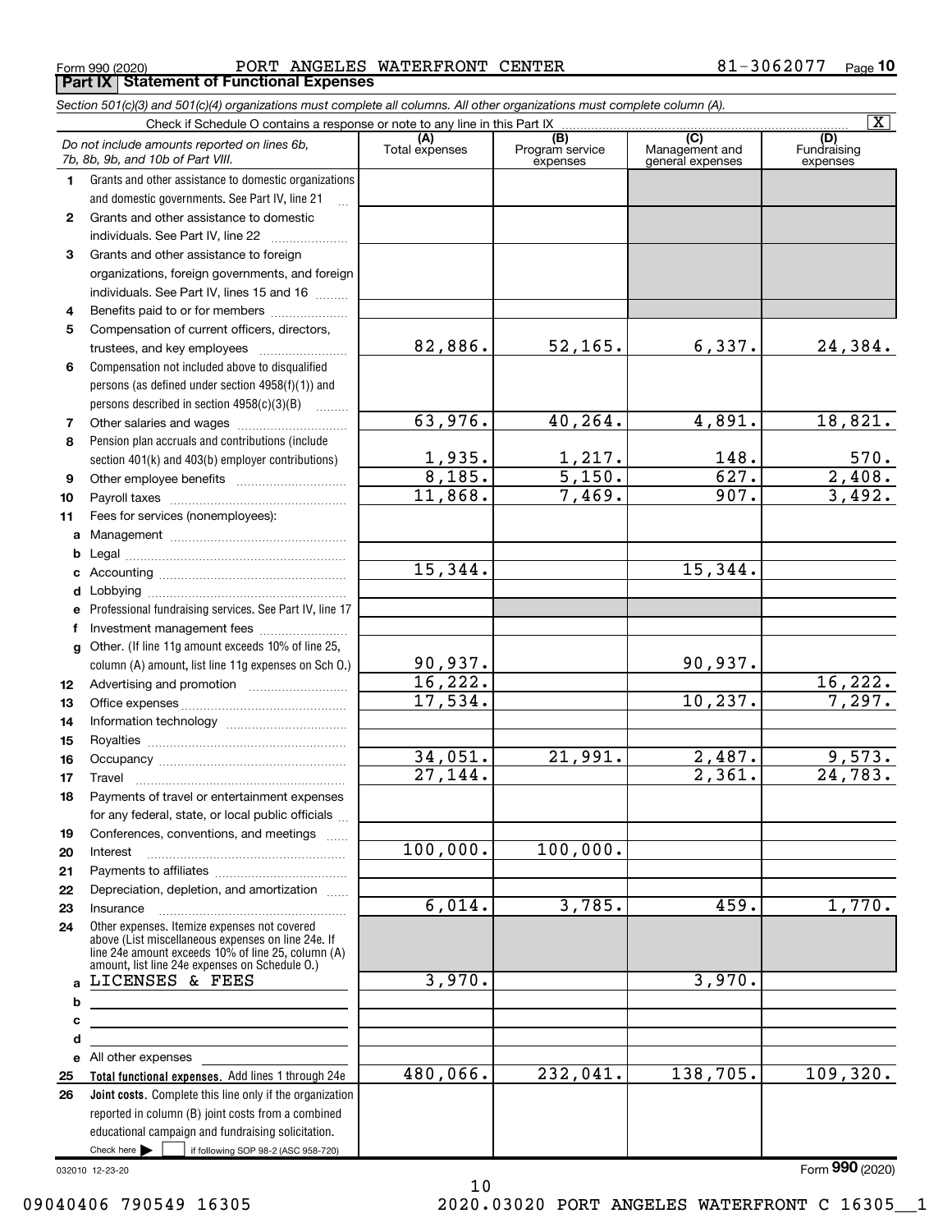Form 990 (2020) PORT ANGELES WATERFRONT CENTER 81-3062077 Page **10**

**Part IX Statement of Functional Expenses**

*Section 501(c)(3) and 501(c)(4) organizations must complete all columns. All other organizations must complete column (A).*

Check if Schedule O contains a response or note to any line in this Part IX [X]

| *Do not include amounts reported on lines 6b, 7b, 8b, 9b, and 10b of Part VIII.* | (A) Total expenses | (B) Program service expenses | (C) Management and general expenses | (D) Fundraising expenses |
|---|---|---|---|---|
| **1** Grants and other assistance to domestic organizations and domestic governments. See Part IV, line 21 | | | | |
| **2** Grants and other assistance to domestic individuals. See Part IV, line 22 | | | | |
| **3** Grants and other assistance to foreign organizations, foreign governments, and foreign individuals. See Part IV, lines 15 and 16 | | | | |
| **4** Benefits paid to or for members | | | | |
| **5** Compensation of current officers, directors, trustees, and key employees | 82,886. | 52,165. | 6,337. | 24,384. |
| **6** Compensation not included above to disqualified persons (as defined under section 4958(f)(1)) and persons described in section 4958(c)(3)(B) | | | | |
| **7** Other salaries and wages | 63,976. | 40,264. | 4,891. | 18,821. |
| **8** Pension plan accruals and contributions (include section 401(k) and 403(b) employer contributions) | 1,935. | 1,217. | 148. | 570. |
| **9** Other employee benefits | 8,185. | 5,150. | 627. | 2,408. |
| **10** Payroll taxes | 11,868. | 7,469. | 907. | 3,492. |
| **11** Fees for services (nonemployees): | | | | |
| **a** Management | | | | |
| **b** Legal | | | | |
| **c** Accounting | 15,344. | | 15,344. | |
| **d** Lobbying | | | | |
| **e** Professional fundraising services. See Part IV, line 17 | | | | |
| **f** Investment management fees | | | | |
| **g** Other. (If line 11g amount exceeds 10% of line 25, column (A) amount, list line 11g expenses on Sch O.) | 90,937. | | 90,937. | |
| **12** Advertising and promotion | 16,222. | | | 16,222. |
| **13** Office expenses | 17,534. | | 10,237. | 7,297. |
| **14** Information technology | | | | |
| **15** Royalties | | | | |
| **16** Occupancy | 34,051. | 21,991. | 2,487. | 9,573. |
| **17** Travel | 27,144. | | 2,361. | 24,783. |
| **18** Payments of travel or entertainment expenses for any federal, state, or local public officials | | | | |
| **19** Conferences, conventions, and meetings | | | | |
| **20** Interest | 100,000. | 100,000. | | |
| **21** Payments to affiliates | | | | |
| **22** Depreciation, depletion, and amortization | | | | |
| **23** Insurance | 6,014. | 3,785. | 459. | 1,770. |
| **24** Other expenses. Itemize expenses not covered above (List miscellaneous expenses on line 24e. If line 24e amount exceeds 10% of line 25, column (A) amount, list line 24e expenses on Schedule O.) | | | | |
| **a** LICENSES & FEES | 3,970. | | 3,970. | |
| **b** | | | | |
| **c** | | | | |
| **d** | | | | |
| **e** All other expenses | | | | |
| **25 Total functional expenses.** Add lines 1 through 24e | 480,066. | 232,041. | 138,705. | 109,320. |
| **26 Joint costs.** Complete this line only if the organization reported in column (B) joint costs from a combined educational campaign and fundraising solicitation. Check here [ ] if following SOP 98-2 (ASC 958-720) | | | | |

032010 12-23-20 Form **990** (2020)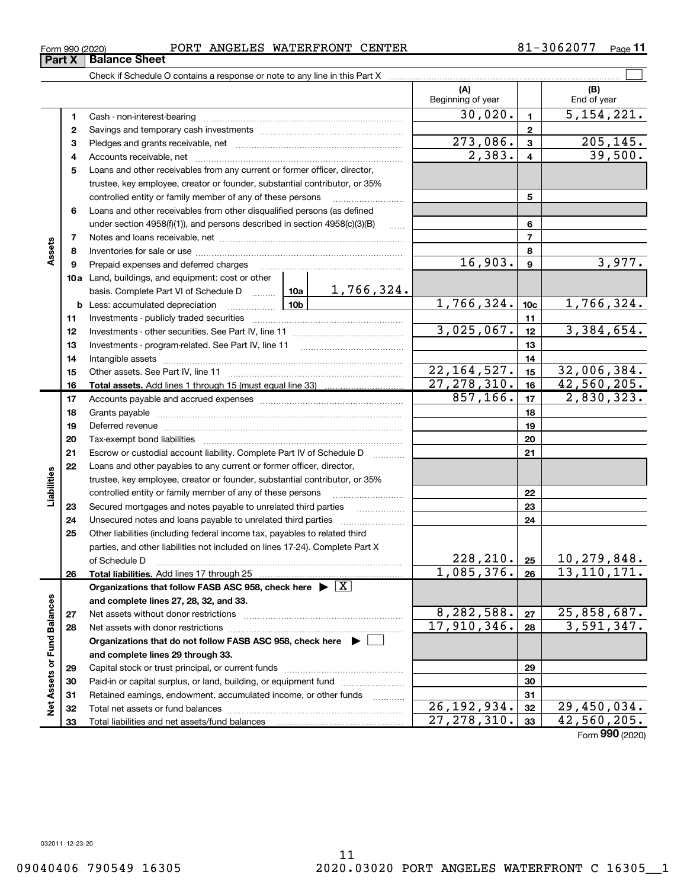Form 990 (2020) PORT ANGELES WATERFRONT CENTER 81-3062077

## Part X Balance Sheet

Check if Schedule O contains a response or note to any line in this Part X

| | | | | (A) Beginning of year | | (B) End of year |
|---|---|---|---|---|---|---|
| **Assets** | 1 | Cash - non-interest-bearing | | 30,020. | 1 | 5,154,221. |
| | 2 | Savings and temporary cash investments | | | 2 | |
| | 3 | Pledges and grants receivable, net | | 273,086. | 3 | 205,145. |
| | 4 | Accounts receivable, net | | 2,383. | 4 | 39,500. |
| | 5 | Loans and other receivables from any current or former officer, director, trustee, key employee, creator or founder, substantial contributor, or 35% controlled entity or family member of any of these persons | | | 5 | |
| | 6 | Loans and other receivables from other disqualified persons (as defined under section 4958(f)(1)), and persons described in section 4958(c)(3)(B) | | | 6 | |
| | 7 | Notes and loans receivable, net | | | 7 | |
| | 8 | Inventories for sale or use | | | 8 | |
| | 9 | Prepaid expenses and deferred charges | | 16,903. | 9 | 3,977. |
| | 10a | Land, buildings, and equipment: cost or other basis. Complete Part VI of Schedule D | 10a 1,766,324. | | | |
| | b | Less: accumulated depreciation | 10b | 1,766,324. | 10c | 1,766,324. |
| | 11 | Investments - publicly traded securities | | | 11 | |
| | 12 | Investments - other securities. See Part IV, line 11 | | 3,025,067. | 12 | 3,384,654. |
| | 13 | Investments - program-related. See Part IV, line 11 | | | 13 | |
| | 14 | Intangible assets | | | 14 | |
| | 15 | Other assets. See Part IV, line 11 | | 22,164,527. | 15 | 32,006,384. |
| | 16 | **Total assets.** Add lines 1 through 15 (must equal line 33) | | 27,278,310. | 16 | 42,560,205. |
| **Liabilities** | 17 | Accounts payable and accrued expenses | | 857,166. | 17 | 2,830,323. |
| | 18 | Grants payable | | | 18 | |
| | 19 | Deferred revenue | | | 19 | |
| | 20 | Tax-exempt bond liabilities | | | 20 | |
| | 21 | Escrow or custodial account liability. Complete Part IV of Schedule D | | | 21 | |
| | 22 | Loans and other payables to any current or former officer, director, trustee, key employee, creator or founder, substantial contributor, or 35% controlled entity or family member of any of these persons | | | 22 | |
| | 23 | Secured mortgages and notes payable to unrelated third parties | | | 23 | |
| | 24 | Unsecured notes and loans payable to unrelated third parties | | | 24 | |
| | 25 | Other liabilities (including federal income tax, payables to related third parties, and other liabilities not included on lines 17-24). Complete Part X of Schedule D | | 228,210. | 25 | 10,279,848. |
| | 26 | **Total liabilities.** Add lines 17 through 25 | | 1,085,376. | 26 | 13,110,171. |
| **Net Assets or Fund Balances** | | **Organizations that follow FASB ASC 958, check here** ▶ [X] **and complete lines 27, 28, 32, and 33.** | | | | |
| | 27 | Net assets without donor restrictions | | 8,282,588. | 27 | 25,858,687. |
| | 28 | Net assets with donor restrictions | | 17,910,346. | 28 | 3,591,347. |
| | | **Organizations that do not follow FASB ASC 958, check here** ▶ [ ] **and complete lines 29 through 33.** | | | | |
| | 29 | Capital stock or trust principal, or current funds | | | 29 | |
| | 30 | Paid-in or capital surplus, or land, building, or equipment fund | | | 30 | |
| | 31 | Retained earnings, endowment, accumulated income, or other funds | | | 31 | |
| | 32 | Total net assets or fund balances | | 26,192,934. | 32 | 29,450,034. |
| | 33 | Total liabilities and net assets/fund balances | | 27,278,310. | 33 | 42,560,205. |

Form **990** (2020)

032011 12-23-20

09040406 790549 16305 2020.03020 PORT ANGELES WATERFRONT C 16305__1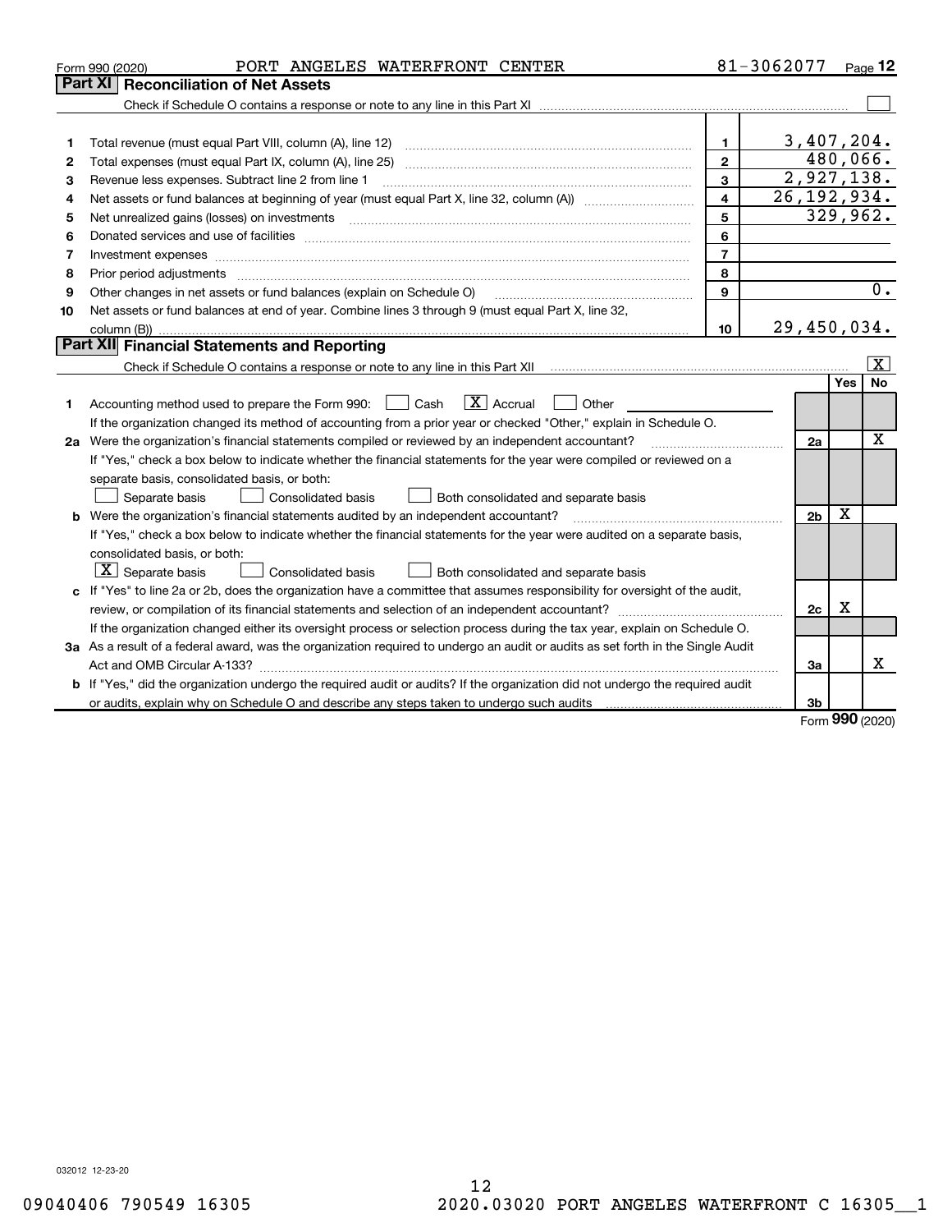Form 990 (2020) PORT ANGELES WATERFRONT CENTER 81-3062077 Page 12

## Part XI Reconciliation of Net Assets

Check if Schedule O contains a response or note to any line in this Part XI [ ]

| | | | |
|---|---|---|---|
| 1 | Total revenue (must equal Part VIII, column (A), line 12) | 1 | 3,407,204. |
| 2 | Total expenses (must equal Part IX, column (A), line 25) | 2 | 480,066. |
| 3 | Revenue less expenses. Subtract line 2 from line 1 | 3 | 2,927,138. |
| 4 | Net assets or fund balances at beginning of year (must equal Part X, line 32, column (A)) | 4 | 26,192,934. |
| 5 | Net unrealized gains (losses) on investments | 5 | 329,962. |
| 6 | Donated services and use of facilities | 6 | |
| 7 | Investment expenses | 7 | |
| 8 | Prior period adjustments | 8 | |
| 9 | Other changes in net assets or fund balances (explain on Schedule O) | 9 | 0. |
| 10 | Net assets or fund balances at end of year. Combine lines 3 through 9 (must equal Part X, line 32, column (B)) | 10 | 29,450,034. |

## Part XII Financial Statements and Reporting

Check if Schedule O contains a response or note to any line in this Part XII [X]

| | | | Yes | No |
|---|---|---|---|---|
| 1 | Accounting method used to prepare the Form 990: [ ] Cash [X] Accrual [ ] Other<br>If the organization changed its method of accounting from a prior year or checked "Other," explain in Schedule O. | | | |
| 2a | Were the organization's financial statements compiled or reviewed by an independent accountant?<br>If "Yes," check a box below to indicate whether the financial statements for the year were compiled or reviewed on a separate basis, consolidated basis, or both:<br>[ ] Separate basis [ ] Consolidated basis [ ] Both consolidated and separate basis | 2a | | X |
| b | Were the organization's financial statements audited by an independent accountant?<br>If "Yes," check a box below to indicate whether the financial statements for the year were audited on a separate basis, consolidated basis, or both:<br>[X] Separate basis [ ] Consolidated basis [ ] Both consolidated and separate basis | 2b | X | |
| c | If "Yes" to line 2a or 2b, does the organization have a committee that assumes responsibility for oversight of the audit, review, or compilation of its financial statements and selection of an independent accountant?<br>If the organization changed either its oversight process or selection process during the tax year, explain on Schedule O. | 2c | X | |
| 3a | As a result of a federal award, was the organization required to undergo an audit or audits as set forth in the Single Audit Act and OMB Circular A-133? | 3a | | X |
| b | If "Yes," did the organization undergo the required audit or audits? If the organization did not undergo the required audit or audits, explain why on Schedule O and describe any steps taken to undergo such audits | 3b | | |

Form 990 (2020)

032012 12-23-20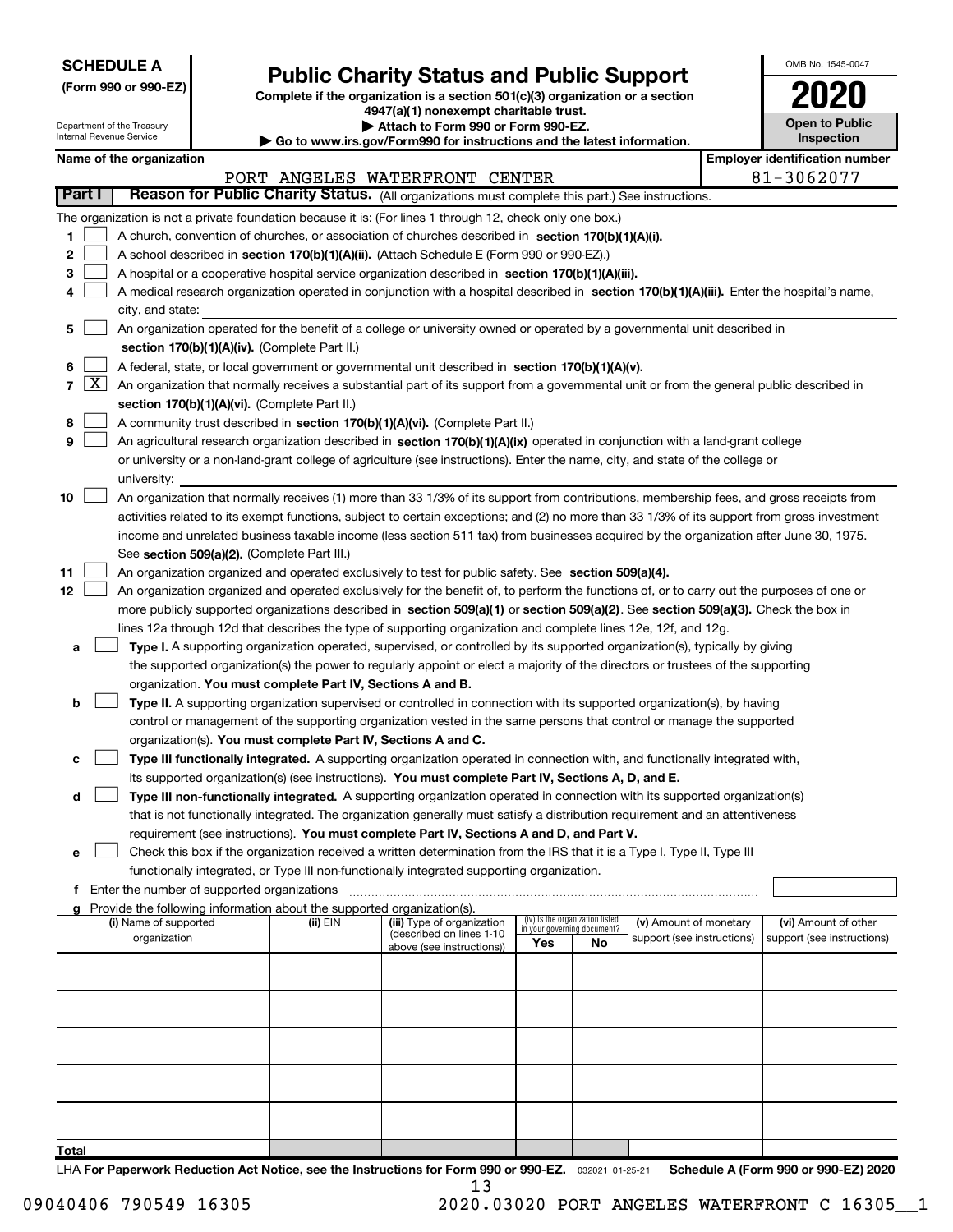**SCHEDULE A**
**(Form 990 or 990-EZ)**

Department of the Treasury
Internal Revenue Service

# Public Charity Status and Public Support

**Complete if the organization is a section 501(c)(3) organization or a section 4947(a)(1) nonexempt charitable trust.**
**▶ Attach to Form 990 or Form 990-EZ.**
**▶ Go to www.irs.gov/Form990 for instructions and the latest information.**

OMB No. 1545-0047
**2020**
**Open to Public Inspection**

**Name of the organization:** PORT ANGELES WATERFRONT CENTER
**Employer identification number:** 81-3062077

## Part I — Reason for Public Charity Status. (All organizations must complete this part.) See instructions.

The organization is not a private foundation because it is: (For lines 1 through 12, check only one box.)

1. [ ] A church, convention of churches, or association of churches described in **section 170(b)(1)(A)(i).**
2. [ ] A school described in **section 170(b)(1)(A)(ii).** (Attach Schedule E (Form 990 or 990-EZ).)
3. [ ] A hospital or a cooperative hospital service organization described in **section 170(b)(1)(A)(iii).**
4. [ ] A medical research organization operated in conjunction with a hospital described in **section 170(b)(1)(A)(iii).** Enter the hospital's name, city, and state:
5. [ ] An organization operated for the benefit of a college or university owned or operated by a governmental unit described in **section 170(b)(1)(A)(iv).** (Complete Part II.)
6. [ ] A federal, state, or local government or governmental unit described in **section 170(b)(1)(A)(v).**
7. [X] An organization that normally receives a substantial part of its support from a governmental unit or from the general public described in **section 170(b)(1)(A)(vi).** (Complete Part II.)
8. [ ] A community trust described in **section 170(b)(1)(A)(vi).** (Complete Part II.)
9. [ ] An agricultural research organization described in **section 170(b)(1)(A)(ix)** operated in conjunction with a land-grant college or university or a non-land-grant college of agriculture (see instructions). Enter the name, city, and state of the college or university:
10. [ ] An organization that normally receives (1) more than 33 1/3% of its support from contributions, membership fees, and gross receipts from activities related to its exempt functions, subject to certain exceptions; and (2) no more than 33 1/3% of its support from gross investment income and unrelated business taxable income (less section 511 tax) from businesses acquired by the organization after June 30, 1975. See **section 509(a)(2).** (Complete Part III.)
11. [ ] An organization organized and operated exclusively to test for public safety. See **section 509(a)(4).**
12. [ ] An organization organized and operated exclusively for the benefit of, to perform the functions of, or to carry out the purposes of one or more publicly supported organizations described in **section 509(a)(1)** or **section 509(a)(2)**. See **section 509(a)(3).** Check the box in lines 12a through 12d that describes the type of supporting organization and complete lines 12e, 12f, and 12g.
   - **a** [ ] **Type I.** A supporting organization operated, supervised, or controlled by its supported organization(s), typically by giving the supported organization(s) the power to regularly appoint or elect a majority of the directors or trustees of the supporting organization. **You must complete Part IV, Sections A and B.**
   - **b** [ ] **Type II.** A supporting organization supervised or controlled in connection with its supported organization(s), by having control or management of the supporting organization vested in the same persons that control or manage the supported organization(s). **You must complete Part IV, Sections A and C.**
   - **c** [ ] **Type III functionally integrated.** A supporting organization operated in connection with, and functionally integrated with, its supported organization(s) (see instructions). **You must complete Part IV, Sections A, D, and E.**
   - **d** [ ] **Type III non-functionally integrated.** A supporting organization operated in connection with its supported organization(s) that is not functionally integrated. The organization generally must satisfy a distribution requirement and an attentiveness requirement (see instructions). **You must complete Part IV, Sections A and D, and Part V.**
   - **e** [ ] Check this box if the organization received a written determination from the IRS that it is a Type I, Type II, Type III functionally integrated, or Type III non-functionally integrated supporting organization.
   - **f** Enter the number of supported organizations
   - **g** Provide the following information about the supported organization(s).

| (i) Name of supported organization | (ii) EIN | (iii) Type of organization (described on lines 1-10 above (see instructions)) | (iv) Is the organization listed in your governing document? Yes | No | (v) Amount of monetary support (see instructions) | (vi) Amount of other support (see instructions) |
|---|---|---|---|---|---|---|
| | | | | | | |
| | | | | | | |
| | | | | | | |
| | | | | | | |
| | | | | | | |
| **Total** | | | | | | |

LHA **For Paperwork Reduction Act Notice, see the Instructions for Form 990 or 990-EZ.** 032021 01-25-21 **Schedule A (Form 990 or 990-EZ) 2020**

09040406 790549 16305 2020.03020 PORT ANGELES WATERFRONT C 16305__1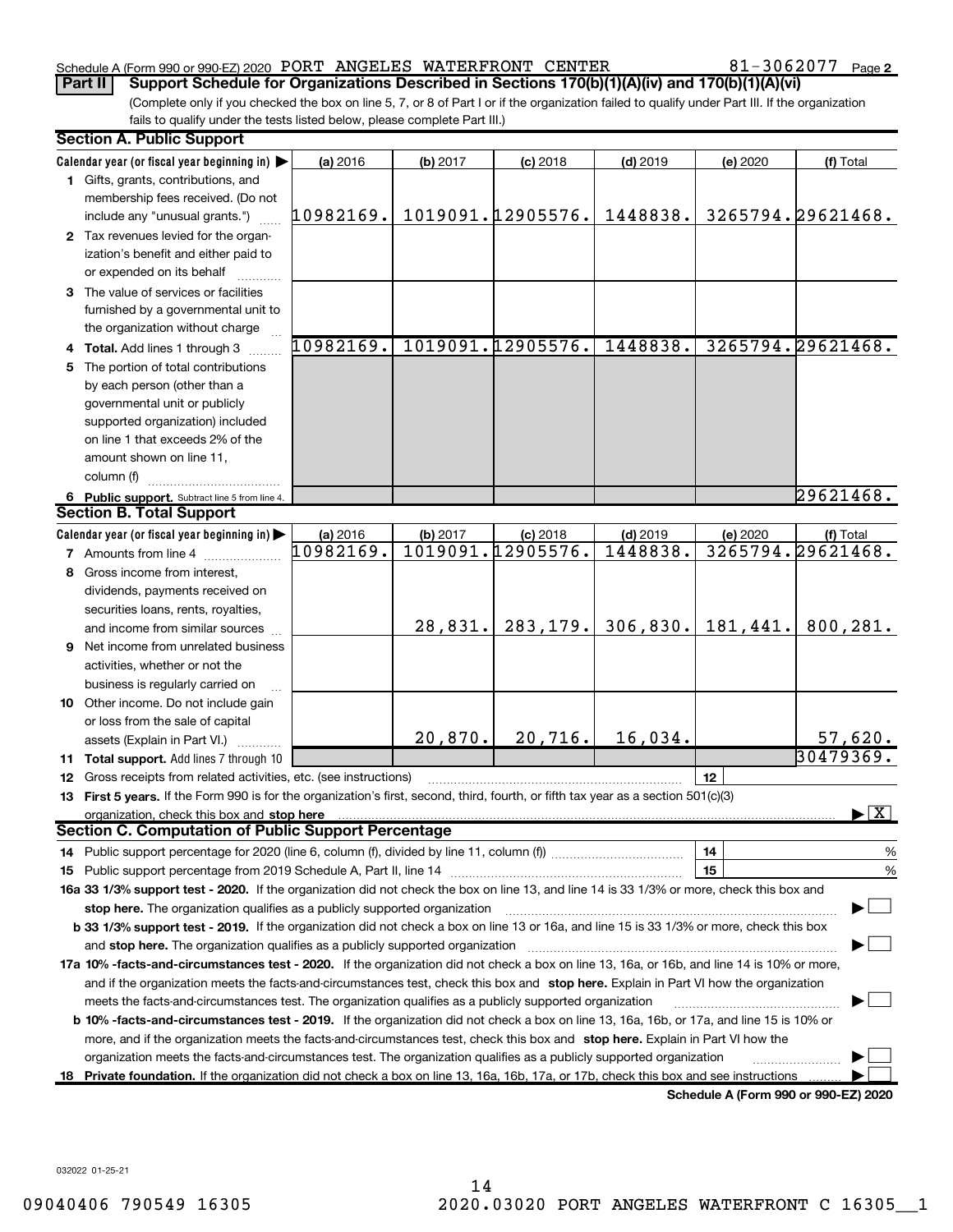Schedule A (Form 990 or 990-EZ) 2020 PORT ANGELES WATERFRONT CENTER 81-3062077 Page 2

**Part II Support Schedule for Organizations Described in Sections 170(b)(1)(A)(iv) and 170(b)(1)(A)(vi)**

(Complete only if you checked the box on line 5, 7, or 8 of Part I or if the organization failed to qualify under Part III. If the organization fails to qualify under the tests listed below, please complete Part III.)

## Section A. Public Support

| Calendar year (or fiscal year beginning in) ▶ | (a) 2016 | (b) 2017 | (c) 2018 | (d) 2019 | (e) 2020 | (f) Total |
|---|---|---|---|---|---|---|
| 1 Gifts, grants, contributions, and membership fees received. (Do not include any "unusual grants.") | 10982169. | 1019091. | 12905576. | 1448838. | 3265794. | 29621468. |
| 2 Tax revenues levied for the organization's benefit and either paid to or expended on its behalf | | | | | | |
| 3 The value of services or facilities furnished by a governmental unit to the organization without charge | | | | | | |
| 4 Total. Add lines 1 through 3 | 10982169. | 1019091. | 12905576. | 1448838. | 3265794. | 29621468. |
| 5 The portion of total contributions by each person (other than a governmental unit or publicly supported organization) included on line 1 that exceeds 2% of the amount shown on line 11, column (f) | | | | | | |
| 6 Public support. Subtract line 5 from line 4. | | | | | | 29621468. |

## Section B. Total Support

| Calendar year (or fiscal year beginning in) ▶ | (a) 2016 | (b) 2017 | (c) 2018 | (d) 2019 | (e) 2020 | (f) Total |
|---|---|---|---|---|---|---|
| 7 Amounts from line 4 | 10982169. | 1019091. | 12905576. | 1448838. | 3265794. | 29621468. |
| 8 Gross income from interest, dividends, payments received on securities loans, rents, royalties, and income from similar sources | | 28,831. | 283,179. | 306,830. | 181,441. | 800,281. |
| 9 Net income from unrelated business activities, whether or not the business is regularly carried on | | | | | | |
| 10 Other income. Do not include gain or loss from the sale of capital assets (Explain in Part VI.) | | 20,870. | 20,716. | 16,034. | | 57,620. |
| 11 Total support. Add lines 7 through 10 | | | | | | 30479369. |

12 Gross receipts from related activities, etc. (see instructions) | 12 |

13 **First 5 years.** If the Form 990 is for the organization's first, second, third, fourth, or fifth tax year as a section 501(c)(3) organization, check this box and **stop here** ▶ [X]

## Section C. Computation of Public Support Percentage

14 Public support percentage for 2020 (line 6, column (f), divided by line 11, column (f)) | 14 | %

15 Public support percentage from 2019 Schedule A, Part II, line 14 | 15 | %

**16a 33 1/3% support test - 2020.** If the organization did not check the box on line 13, and line 14 is 33 1/3% or more, check this box and **stop here.** The organization qualifies as a publicly supported organization ▶ [ ]

**b 33 1/3% support test - 2019.** If the organization did not check a box on line 13 or 16a, and line 15 is 33 1/3% or more, check this box and **stop here.** The organization qualifies as a publicly supported organization ▶ [ ]

**17a 10% -facts-and-circumstances test - 2020.** If the organization did not check a box on line 13, 16a, or 16b, and line 14 is 10% or more, and if the organization meets the facts-and-circumstances test, check this box and **stop here.** Explain in Part VI how the organization meets the facts-and-circumstances test. The organization qualifies as a publicly supported organization ▶ [ ]

**b 10% -facts-and-circumstances test - 2019.** If the organization did not check a box on line 13, 16a, 16b, or 17a, and line 15 is 10% or more, and if the organization meets the facts-and-circumstances test, check this box and **stop here.** Explain in Part VI how the organization meets the facts-and-circumstances test. The organization qualifies as a publicly supported organization ▶ [ ]

**18 Private foundation.** If the organization did not check a box on line 13, 16a, 16b, 17a, or 17b, check this box and see instructions ▶ [ ]

**Schedule A (Form 990 or 990-EZ) 2020**

032022 01-25-21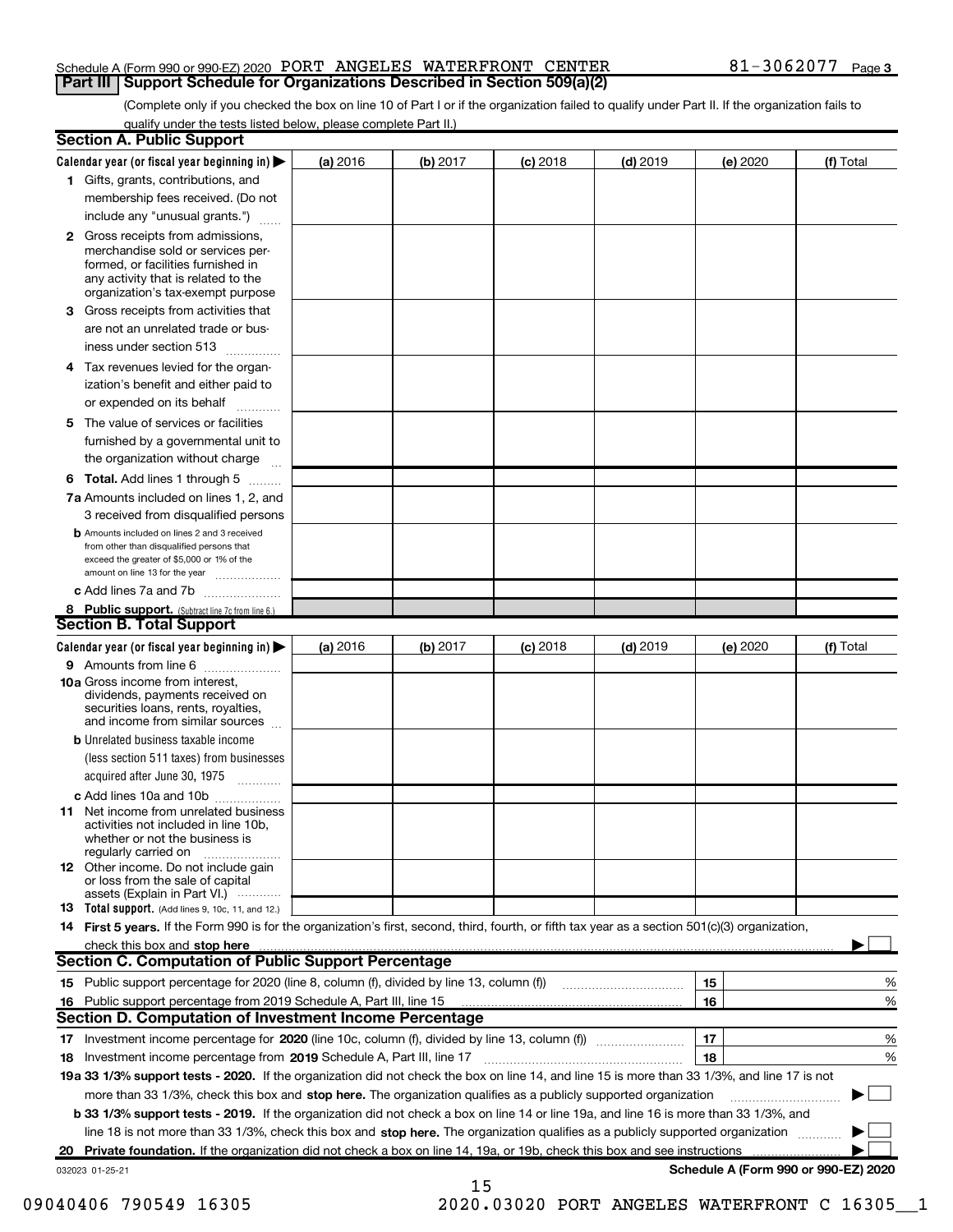Schedule A (Form 990 or 990-EZ) 2020 PORT ANGELES WATERFRONT CENTER 81-3062077 Page 3

## Part III Support Schedule for Organizations Described in Section 509(a)(2)

(Complete only if you checked the box on line 10 of Part I or if the organization failed to qualify under Part II. If the organization fails to qualify under the tests listed below, please complete Part II.)

### Section A. Public Support

| Calendar year (or fiscal year beginning in) ▶ | (a) 2016 | (b) 2017 | (c) 2018 | (d) 2019 | (e) 2020 | (f) Total |
|---|---|---|---|---|---|---|
| 1 Gifts, grants, contributions, and membership fees received. (Do not include any "unusual grants.") | | | | | | |
| 2 Gross receipts from admissions, merchandise sold or services performed, or facilities furnished in any activity that is related to the organization's tax-exempt purpose | | | | | | |
| 3 Gross receipts from activities that are not an unrelated trade or business under section 513 | | | | | | |
| 4 Tax revenues levied for the organization's benefit and either paid to or expended on its behalf | | | | | | |
| 5 The value of services or facilities furnished by a governmental unit to the organization without charge | | | | | | |
| 6 Total. Add lines 1 through 5 | | | | | | |
| 7a Amounts included on lines 1, 2, and 3 received from disqualified persons | | | | | | |
| b Amounts included on lines 2 and 3 received from other than disqualified persons that exceed the greater of $5,000 or 1% of the amount on line 13 for the year | | | | | | |
| c Add lines 7a and 7b | | | | | | |
| 8 Public support. (Subtract line 7c from line 6.) | | | | | | |

### Section B. Total Support

| Calendar year (or fiscal year beginning in) ▶ | (a) 2016 | (b) 2017 | (c) 2018 | (d) 2019 | (e) 2020 | (f) Total |
|---|---|---|---|---|---|---|
| 9 Amounts from line 6 | | | | | | |
| 10a Gross income from interest, dividends, payments received on securities loans, rents, royalties, and income from similar sources | | | | | | |
| b Unrelated business taxable income (less section 511 taxes) from businesses acquired after June 30, 1975 | | | | | | |
| c Add lines 10a and 10b | | | | | | |
| 11 Net income from unrelated business activities not included in line 10b, whether or not the business is regularly carried on | | | | | | |
| 12 Other income. Do not include gain or loss from the sale of capital assets (Explain in Part VI.) | | | | | | |
| 13 Total support. (Add lines 9, 10c, 11, and 12.) | | | | | | |

14 **First 5 years.** If the Form 990 is for the organization's first, second, third, fourth, or fifth tax year as a section 501(c)(3) organization, check this box and **stop here** ▶ ☐

### Section C. Computation of Public Support Percentage

| | | | |
|---|---|---|---|
| 15 | Public support percentage for 2020 (line 8, column (f), divided by line 13, column (f)) | 15 | % |
| 16 | Public support percentage from 2019 Schedule A, Part III, line 15 | 16 | % |

### Section D. Computation of Investment Income Percentage

| | | | |
|---|---|---|---|
| 17 | Investment income percentage for **2020** (line 10c, column (f), divided by line 13, column (f)) | 17 | % |
| 18 | Investment income percentage from **2019** Schedule A, Part III, line 17 | 18 | % |

**19a 33 1/3% support tests - 2020.** If the organization did not check the box on line 14, and line 15 is more than 33 1/3%, and line 17 is not more than 33 1/3%, check this box and **stop here.** The organization qualifies as a publicly supported organization ▶ ☐

**b 33 1/3% support tests - 2019.** If the organization did not check a box on line 14 or line 19a, and line 16 is more than 33 1/3%, and line 18 is not more than 33 1/3%, check this box and **stop here.** The organization qualifies as a publicly supported organization ▶ ☐

**20 Private foundation.** If the organization did not check a box on line 14, 19a, or 19b, check this box and see instructions ▶ ☐

032023 01-25-21 **Schedule A (Form 990 or 990-EZ) 2020**

09040406 790549 16305 2020.03020 PORT ANGELES WATERFRONT C 16305__1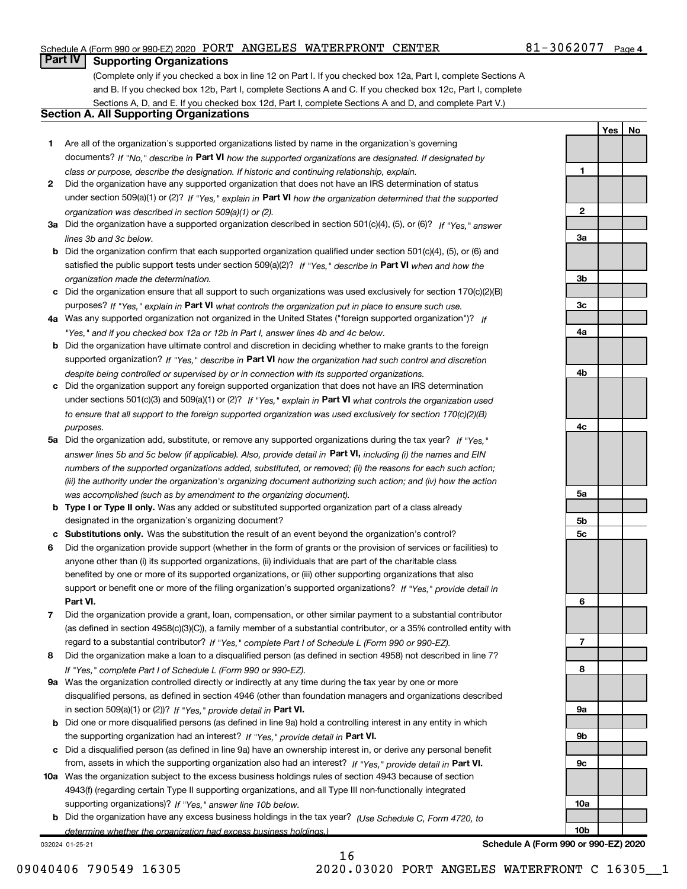Schedule A (Form 990 or 990-EZ) 2020 PORT ANGELES WATERFRONT CENTER 81-3062077 Page 4

## Part IV Supporting Organizations

(Complete only if you checked a box in line 12 on Part I. If you checked box 12a, Part I, complete Sections A and B. If you checked box 12b, Part I, complete Sections A and C. If you checked box 12c, Part I, complete Sections A, D, and E. If you checked box 12d, Part I, complete Sections A and D, and complete Part V.)

### Section A. All Supporting Organizations

| | | | Yes | No |
|---|---|---|---|---|
| **1** | Are all of the organization's supported organizations listed by name in the organization's governing documents? *If "No," describe in* **Part VI** *how the supported organizations are designated. If designated by class or purpose, describe the designation. If historic and continuing relationship, explain.* | 1 | | |
| **2** | Did the organization have any supported organization that does not have an IRS determination of status under section 509(a)(1) or (2)? *If "Yes," explain in* **Part VI** *how the organization determined that the supported organization was described in section 509(a)(1) or (2).* | 2 | | |
| **3a** | Did the organization have a supported organization described in section 501(c)(4), (5), or (6)? *If "Yes," answer lines 3b and 3c below.* | 3a | | |
| **b** | Did the organization confirm that each supported organization qualified under section 501(c)(4), (5), or (6) and satisfied the public support tests under section 509(a)(2)? *If "Yes," describe in* **Part VI** *when and how the organization made the determination.* | 3b | | |
| **c** | Did the organization ensure that all support to such organizations was used exclusively for section 170(c)(2)(B) purposes? *If "Yes," explain in* **Part VI** *what controls the organization put in place to ensure such use.* | 3c | | |
| **4a** | Was any supported organization not organized in the United States ("foreign supported organization")? *If "Yes," and if you checked box 12a or 12b in Part I, answer lines 4b and 4c below.* | 4a | | |
| **b** | Did the organization have ultimate control and discretion in deciding whether to make grants to the foreign supported organization? *If "Yes," describe in* **Part VI** *how the organization had such control and discretion despite being controlled or supervised by or in connection with its supported organizations.* | 4b | | |
| **c** | Did the organization support any foreign supported organization that does not have an IRS determination under sections 501(c)(3) and 509(a)(1) or (2)? *If "Yes," explain in* **Part VI** *what controls the organization used to ensure that all support to the foreign supported organization was used exclusively for section 170(c)(2)(B) purposes.* | 4c | | |
| **5a** | Did the organization add, substitute, or remove any supported organizations during the tax year? *If "Yes," answer lines 5b and 5c below (if applicable). Also, provide detail in* **Part VI,** *including (i) the names and EIN numbers of the supported organizations added, substituted, or removed; (ii) the reasons for each such action; (iii) the authority under the organization's organizing document authorizing such action; and (iv) how the action was accomplished (such as by amendment to the organizing document).* | 5a | | |
| **b** | **Type I or Type II only.** Was any added or substituted supported organization part of a class already designated in the organization's organizing document? | 5b | | |
| **c** | **Substitutions only.** Was the substitution the result of an event beyond the organization's control? | 5c | | |
| **6** | Did the organization provide support (whether in the form of grants or the provision of services or facilities) to anyone other than (i) its supported organizations, (ii) individuals that are part of the charitable class benefited by one or more of its supported organizations, or (iii) other supporting organizations that also support or benefit one or more of the filing organization's supported organizations? *If "Yes," provide detail in* **Part VI.** | 6 | | |
| **7** | Did the organization provide a grant, loan, compensation, or other similar payment to a substantial contributor (as defined in section 4958(c)(3)(C)), a family member of a substantial contributor, or a 35% controlled entity with regard to a substantial contributor? *If "Yes," complete Part I of Schedule L (Form 990 or 990-EZ).* | 7 | | |
| **8** | Did the organization make a loan to a disqualified person (as defined in section 4958) not described in line 7? *If "Yes," complete Part I of Schedule L (Form 990 or 990-EZ).* | 8 | | |
| **9a** | Was the organization controlled directly or indirectly at any time during the tax year by one or more disqualified persons, as defined in section 4946 (other than foundation managers and organizations described in section 509(a)(1) or (2))? *If "Yes," provide detail in* **Part VI.** | 9a | | |
| **b** | Did one or more disqualified persons (as defined in line 9a) hold a controlling interest in any entity in which the supporting organization had an interest? *If "Yes," provide detail in* **Part VI.** | 9b | | |
| **c** | Did a disqualified person (as defined in line 9a) have an ownership interest in, or derive any personal benefit from, assets in which the supporting organization also had an interest? *If "Yes," provide detail in* **Part VI.** | 9c | | |
| **10a** | Was the organization subject to the excess business holdings rules of section 4943 because of section 4943(f) (regarding certain Type II supporting organizations, and all Type III non-functionally integrated supporting organizations)? *If "Yes," answer line 10b below.* | 10a | | |
| **b** | Did the organization have any excess business holdings in the tax year? *(Use Schedule C, Form 4720, to determine whether the organization had excess business holdings.)* | 10b | | |

032024 01-25-21 **Schedule A (Form 990 or 990-EZ) 2020**

09040406 790549 16305 2020.03020 PORT ANGELES WATERFRONT C 16305__1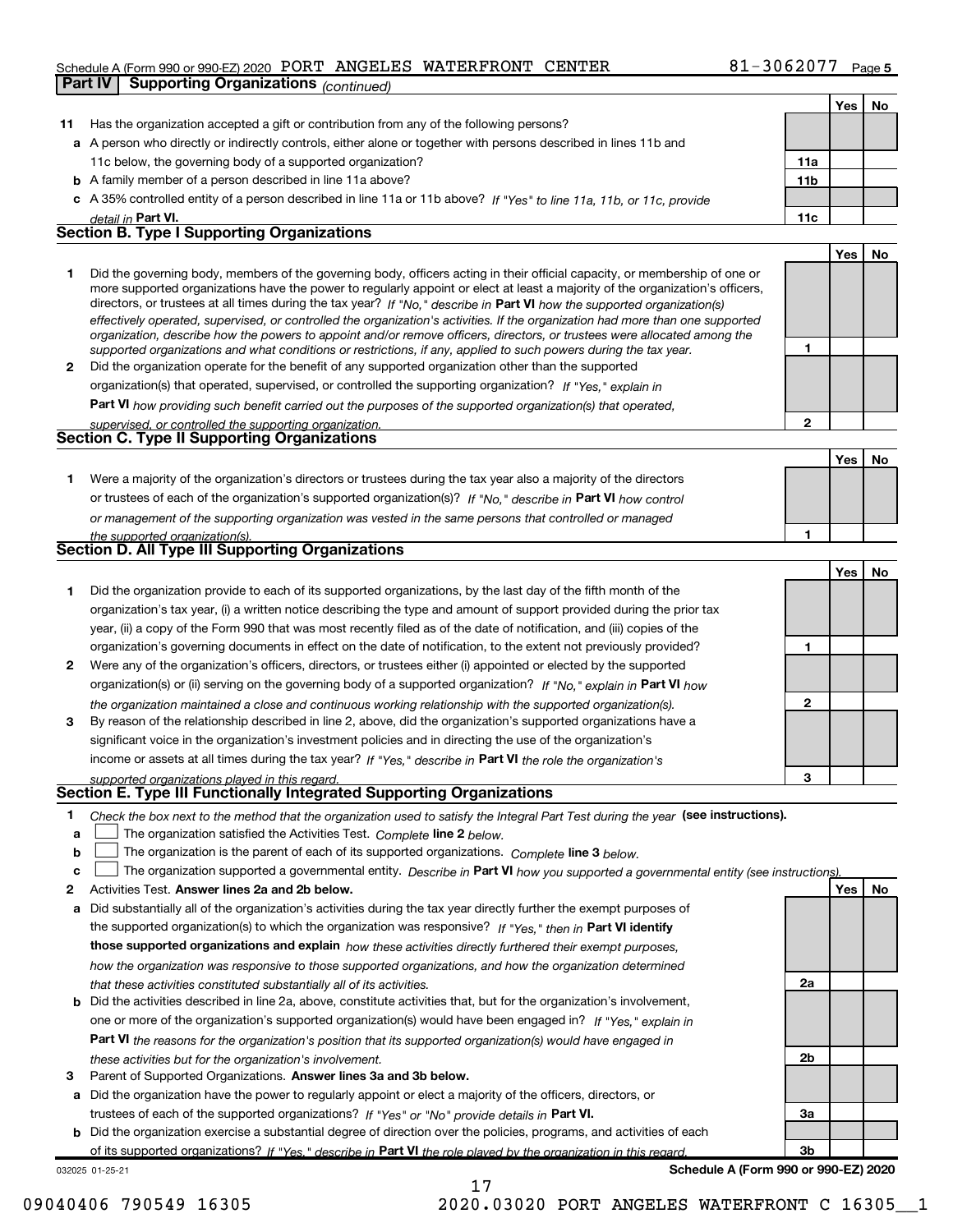Schedule A (Form 990 or 990-EZ) 2020 PORT ANGELES WATERFRONT CENTER 81-3062077 Page 5

**Part IV Supporting Organizations** *(continued)*

| | | | Yes | No |
|---|---|---|---|---|
| **11** | Has the organization accepted a gift or contribution from any of the following persons? | | | |
| **a** | A person who directly or indirectly controls, either alone or together with persons described in lines 11b and 11c below, the governing body of a supported organization? | **11a** | | |
| **b** | A family member of a person described in line 11a above? | **11b** | | |
| **c** | A 35% controlled entity of a person described in line 11a or 11b above? *If "Yes" to line 11a, 11b, or 11c, provide detail in* **Part VI.** | **11c** | | |

## Section B. Type I Supporting Organizations

| | | | Yes | No |
|---|---|---|---|---|
| **1** | Did the governing body, members of the governing body, officers acting in their official capacity, or membership of one or more supported organizations have the power to regularly appoint or elect at least a majority of the organization's officers, directors, or trustees at all times during the tax year? *If "No," describe in* **Part VI** *how the supported organization(s) effectively operated, supervised, or controlled the organization's activities. If the organization had more than one supported organization, describe how the powers to appoint and/or remove officers, directors, or trustees were allocated among the supported organizations and what conditions or restrictions, if any, applied to such powers during the tax year.* | **1** | | |
| **2** | Did the organization operate for the benefit of any supported organization other than the supported organization(s) that operated, supervised, or controlled the supporting organization? *If "Yes," explain in* **Part VI** *how providing such benefit carried out the purposes of the supported organization(s) that operated, supervised, or controlled the supporting organization.* | **2** | | |

## Section C. Type II Supporting Organizations

| | | | Yes | No |
|---|---|---|---|---|
| **1** | Were a majority of the organization's directors or trustees during the tax year also a majority of the directors or trustees of each of the organization's supported organization(s)? *If "No," describe in* **Part VI** *how control or management of the supporting organization was vested in the same persons that controlled or managed the supported organization(s).* | **1** | | |

## Section D. All Type III Supporting Organizations

| | | | Yes | No |
|---|---|---|---|---|
| **1** | Did the organization provide to each of its supported organizations, by the last day of the fifth month of the organization's tax year, (i) a written notice describing the type and amount of support provided during the prior tax year, (ii) a copy of the Form 990 that was most recently filed as of the date of notification, and (iii) copies of the organization's governing documents in effect on the date of notification, to the extent not previously provided? | **1** | | |
| **2** | Were any of the organization's officers, directors, or trustees either (i) appointed or elected by the supported organization(s) or (ii) serving on the governing body of a supported organization? *If "No," explain in* **Part VI** *how the organization maintained a close and continuous working relationship with the supported organization(s).* | **2** | | |
| **3** | By reason of the relationship described in line 2, above, did the organization's supported organizations have a significant voice in the organization's investment policies and in directing the use of the organization's income or assets at all times during the tax year? *If "Yes," describe in* **Part VI** *the role the organization's supported organizations played in this regard.* | **3** | | |

## Section E. Type III Functionally Integrated Supporting Organizations

**1** *Check the box next to the method that the organization used to satisfy the Integral Part Test during the year* **(see instructions).**

- **a** ☐ The organization satisfied the Activities Test. *Complete* **line 2** *below.*
- **b** ☐ The organization is the parent of each of its supported organizations. *Complete* **line 3** *below.*
- **c** ☐ The organization supported a governmental entity. *Describe in* **Part VI** *how you supported a governmental entity (see instructions).*

| | | | Yes | No |
|---|---|---|---|---|
| **2** | Activities Test. **Answer lines 2a and 2b below.** | | | |
| **a** | Did substantially all of the organization's activities during the tax year directly further the exempt purposes of the supported organization(s) to which the organization was responsive? *If "Yes," then in* **Part VI identify those supported organizations and explain** *how these activities directly furthered their exempt purposes, how the organization was responsive to those supported organizations, and how the organization determined that these activities constituted substantially all of its activities.* | **2a** | | |
| **b** | Did the activities described in line 2a, above, constitute activities that, but for the organization's involvement, one or more of the organization's supported organization(s) would have been engaged in? *If "Yes," explain in* **Part VI** *the reasons for the organization's position that its supported organization(s) would have engaged in these activities but for the organization's involvement.* | **2b** | | |
| **3** | Parent of Supported Organizations. **Answer lines 3a and 3b below.** | | | |
| **a** | Did the organization have the power to regularly appoint or elect a majority of the officers, directors, or trustees of each of the supported organizations? *If "Yes" or "No" provide details in* **Part VI.** | **3a** | | |
| **b** | Did the organization exercise a substantial degree of direction over the policies, programs, and activities of each of its supported organizations? *If "Yes," describe in* **Part VI** *the role played by the organization in this regard.* | **3b** | | |

032025 01-25-21 **Schedule A (Form 990 or 990-EZ) 2020**

09040406 790549 16305 2020.03020 PORT ANGELES WATERFRONT C 16305__1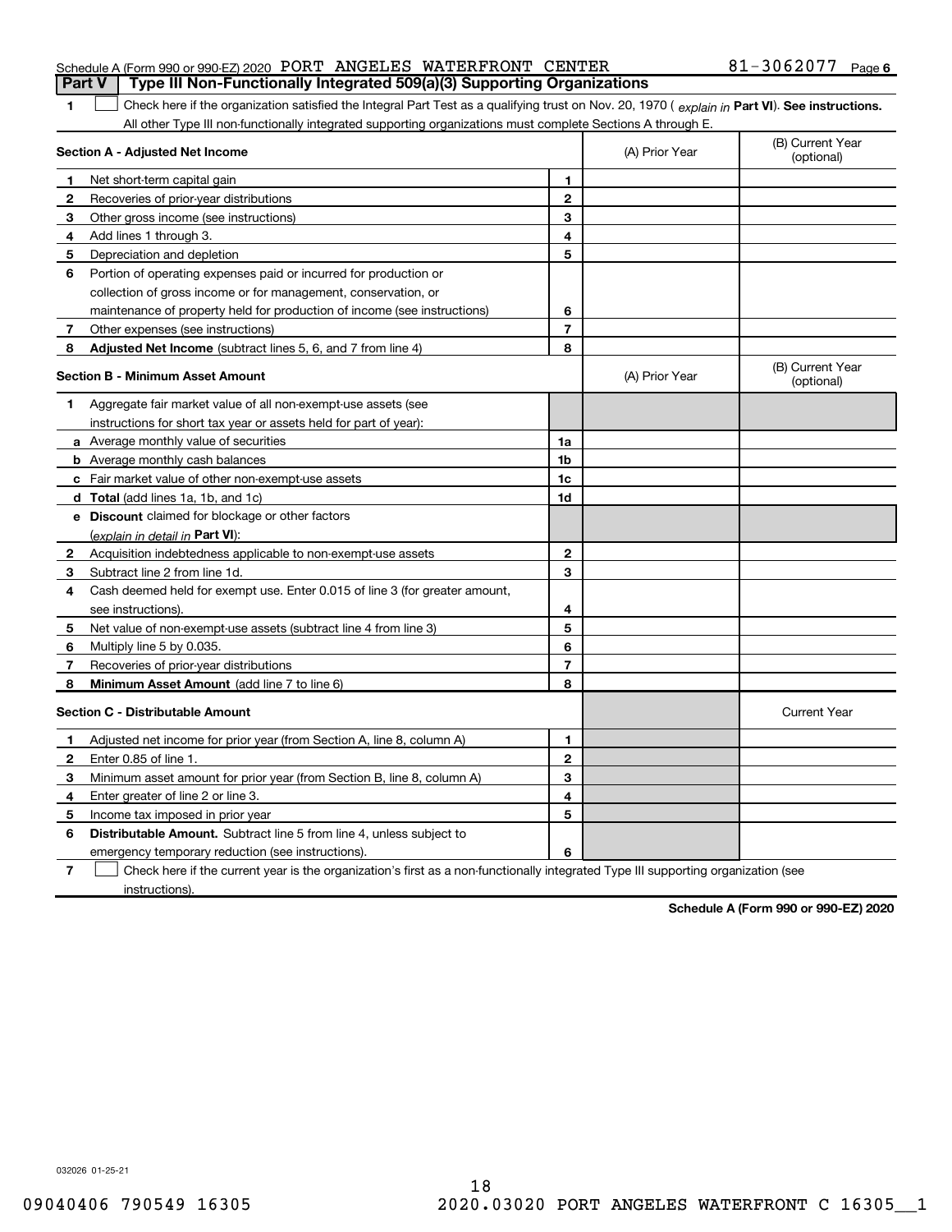Schedule A (Form 990 or 990-EZ) 2020 PORT ANGELES WATERFRONT CENTER 81-3062077 Page 6

**Part V | Type III Non-Functionally Integrated 509(a)(3) Supporting Organizations**

1 ☐ Check here if the organization satisfied the Integral Part Test as a qualifying trust on Nov. 20, 1970 ( *explain in* **Part VI**). **See instructions.** All other Type III non-functionally integrated supporting organizations must complete Sections A through E.

| **Section A - Adjusted Net Income** | | (A) Prior Year | (B) Current Year (optional) |
|---|---|---|---|
| **1** Net short-term capital gain | 1 | | |
| **2** Recoveries of prior-year distributions | 2 | | |
| **3** Other gross income (see instructions) | 3 | | |
| **4** Add lines 1 through 3. | 4 | | |
| **5** Depreciation and depletion | 5 | | |
| **6** Portion of operating expenses paid or incurred for production or collection of gross income or for management, conservation, or maintenance of property held for production of income (see instructions) | 6 | | |
| **7** Other expenses (see instructions) | 7 | | |
| **8** **Adjusted Net Income** (subtract lines 5, 6, and 7 from line 4) | 8 | | |

| **Section B - Minimum Asset Amount** | | (A) Prior Year | (B) Current Year (optional) |
|---|---|---|---|
| **1** Aggregate fair market value of all non-exempt-use assets (see instructions for short tax year or assets held for part of year): | | | |
| **a** Average monthly value of securities | 1a | | |
| **b** Average monthly cash balances | 1b | | |
| **c** Fair market value of other non-exempt-use assets | 1c | | |
| **d** **Total** (add lines 1a, 1b, and 1c) | 1d | | |
| **e** **Discount** claimed for blockage or other factors (*explain in detail in* **Part VI**): | | | |
| **2** Acquisition indebtedness applicable to non-exempt-use assets | 2 | | |
| **3** Subtract line 2 from line 1d. | 3 | | |
| **4** Cash deemed held for exempt use. Enter 0.015 of line 3 (for greater amount, see instructions). | 4 | | |
| **5** Net value of non-exempt-use assets (subtract line 4 from line 3) | 5 | | |
| **6** Multiply line 5 by 0.035. | 6 | | |
| **7** Recoveries of prior-year distributions | 7 | | |
| **8** **Minimum Asset Amount** (add line 7 to line 6) | 8 | | |

| **Section C - Distributable Amount** | | | Current Year |
|---|---|---|---|
| **1** Adjusted net income for prior year (from Section A, line 8, column A) | 1 | | |
| **2** Enter 0.85 of line 1. | 2 | | |
| **3** Minimum asset amount for prior year (from Section B, line 8, column A) | 3 | | |
| **4** Enter greater of line 2 or line 3. | 4 | | |
| **5** Income tax imposed in prior year | 5 | | |
| **6** **Distributable Amount.** Subtract line 5 from line 4, unless subject to emergency temporary reduction (see instructions). | 6 | | |

7 ☐ Check here if the current year is the organization's first as a non-functionally integrated Type III supporting organization (see instructions).

**Schedule A (Form 990 or 990-EZ) 2020**

032026 01-25-21

09040406 790549 16305 2020.03020 PORT ANGELES WATERFRONT C 16305__1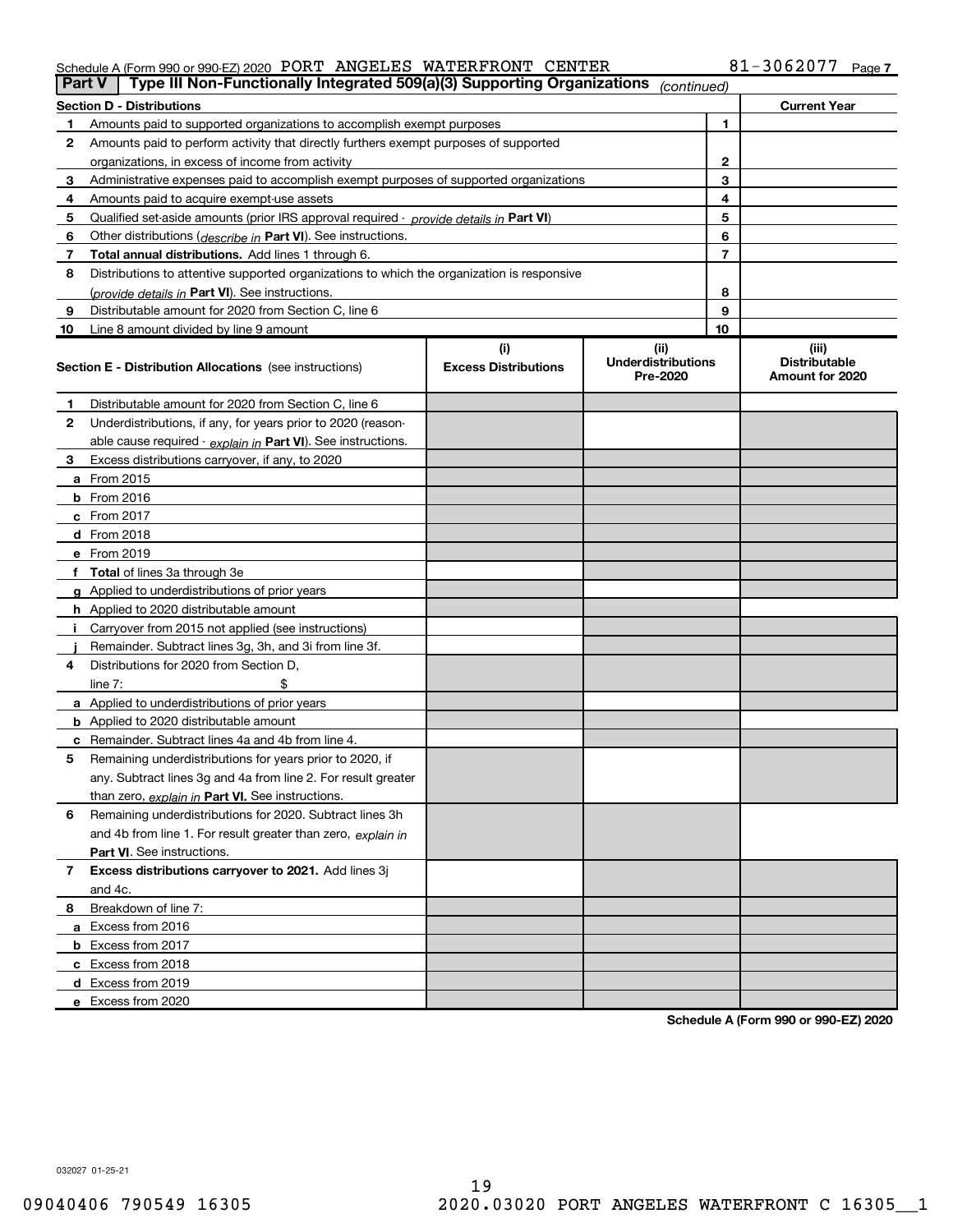Schedule A (Form 990 or 990-EZ) 2020 PORT ANGELES WATERFRONT CENTER 81-3062077 Page 7

## Part V | Type III Non-Functionally Integrated 509(a)(3) Supporting Organizations *(continued)*

| Section D - Distributions | | | Current Year |
|---|---|---|---|
| 1 | Amounts paid to supported organizations to accomplish exempt purposes | 1 | |
| 2 | Amounts paid to perform activity that directly furthers exempt purposes of supported organizations, in excess of income from activity | 2 | |
| 3 | Administrative expenses paid to accomplish exempt purposes of supported organizations | 3 | |
| 4 | Amounts paid to acquire exempt-use assets | 4 | |
| 5 | Qualified set-aside amounts (prior IRS approval required - *provide details in* **Part VI**) | 5 | |
| 6 | Other distributions (*describe in* **Part VI**). See instructions. | 6 | |
| 7 | **Total annual distributions.** Add lines 1 through 6. | 7 | |
| 8 | Distributions to attentive supported organizations to which the organization is responsive (*provide details in* **Part VI**). See instructions. | 8 | |
| 9 | Distributable amount for 2020 from Section C, line 6 | 9 | |
| 10 | Line 8 amount divided by line 9 amount | 10 | |

| **Section E - Distribution Allocations** (see instructions) | (i) Excess Distributions | (ii) Underdistributions Pre-2020 | (iii) Distributable Amount for 2020 |
|---|---|---|---|
| **1** Distributable amount for 2020 from Section C, line 6 | | | |
| **2** Underdistributions, if any, for years prior to 2020 (reasonable cause required - *explain in* **Part VI**). See instructions. | | | |
| **3** Excess distributions carryover, if any, to 2020 | | | |
| **a** From 2015 | | | |
| **b** From 2016 | | | |
| **c** From 2017 | | | |
| **d** From 2018 | | | |
| **e** From 2019 | | | |
| **f** **Total** of lines 3a through 3e | | | |
| **g** Applied to underdistributions of prior years | | | |
| **h** Applied to 2020 distributable amount | | | |
| **i** Carryover from 2015 not applied (see instructions) | | | |
| **j** Remainder. Subtract lines 3g, 3h, and 3i from line 3f. | | | |
| **4** Distributions for 2020 from Section D, line 7: $ | | | |
| **a** Applied to underdistributions of prior years | | | |
| **b** Applied to 2020 distributable amount | | | |
| **c** Remainder. Subtract lines 4a and 4b from line 4. | | | |
| **5** Remaining underdistributions for years prior to 2020, if any. Subtract lines 3g and 4a from line 2. For result greater than zero, *explain in* **Part VI.** See instructions. | | | |
| **6** Remaining underdistributions for 2020. Subtract lines 3h and 4b from line 1. For result greater than zero, *explain in* **Part VI**. See instructions. | | | |
| **7** **Excess distributions carryover to 2021.** Add lines 3j and 4c. | | | |
| **8** Breakdown of line 7: | | | |
| **a** Excess from 2016 | | | |
| **b** Excess from 2017 | | | |
| **c** Excess from 2018 | | | |
| **d** Excess from 2019 | | | |
| **e** Excess from 2020 | | | |

**Schedule A (Form 990 or 990-EZ) 2020**

032027 01-25-21

09040406 790549 16305 2020.03020 PORT ANGELES WATERFRONT C 16305__1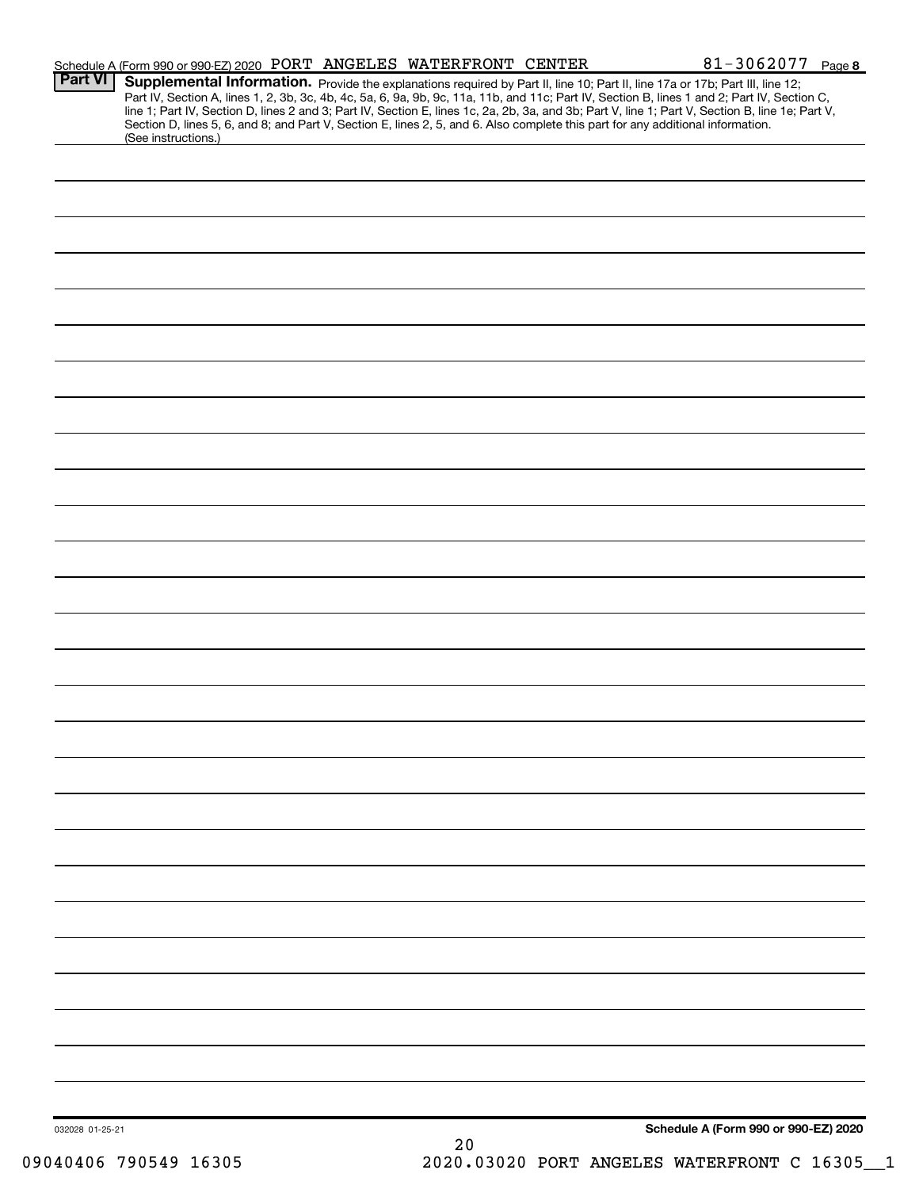Schedule A (Form 990 or 990-EZ) 2020 PORT ANGELES WATERFRONT CENTER 81-3062077 Page 8

**Part VI** **Supplemental Information.** Provide the explanations required by Part II, line 10; Part II, line 17a or 17b; Part III, line 12; Part IV, Section A, lines 1, 2, 3b, 3c, 4b, 4c, 5a, 6, 9a, 9b, 9c, 11a, 11b, and 11c; Part IV, Section B, lines 1 and 2; Part IV, Section C, line 1; Part IV, Section D, lines 2 and 3; Part IV, Section E, lines 1c, 2a, 2b, 3a, and 3b; Part V, line 1; Part V, Section B, line 1e; Part V, Section D, lines 5, 6, and 8; and Part V, Section E, lines 2, 5, and 6. Also complete this part for any additional information. (See instructions.)

032028 01-25-21

**Schedule A (Form 990 or 990-EZ) 2020**

09040406 790549 16305 2020.03020 PORT ANGELES WATERFRONT C 16305__1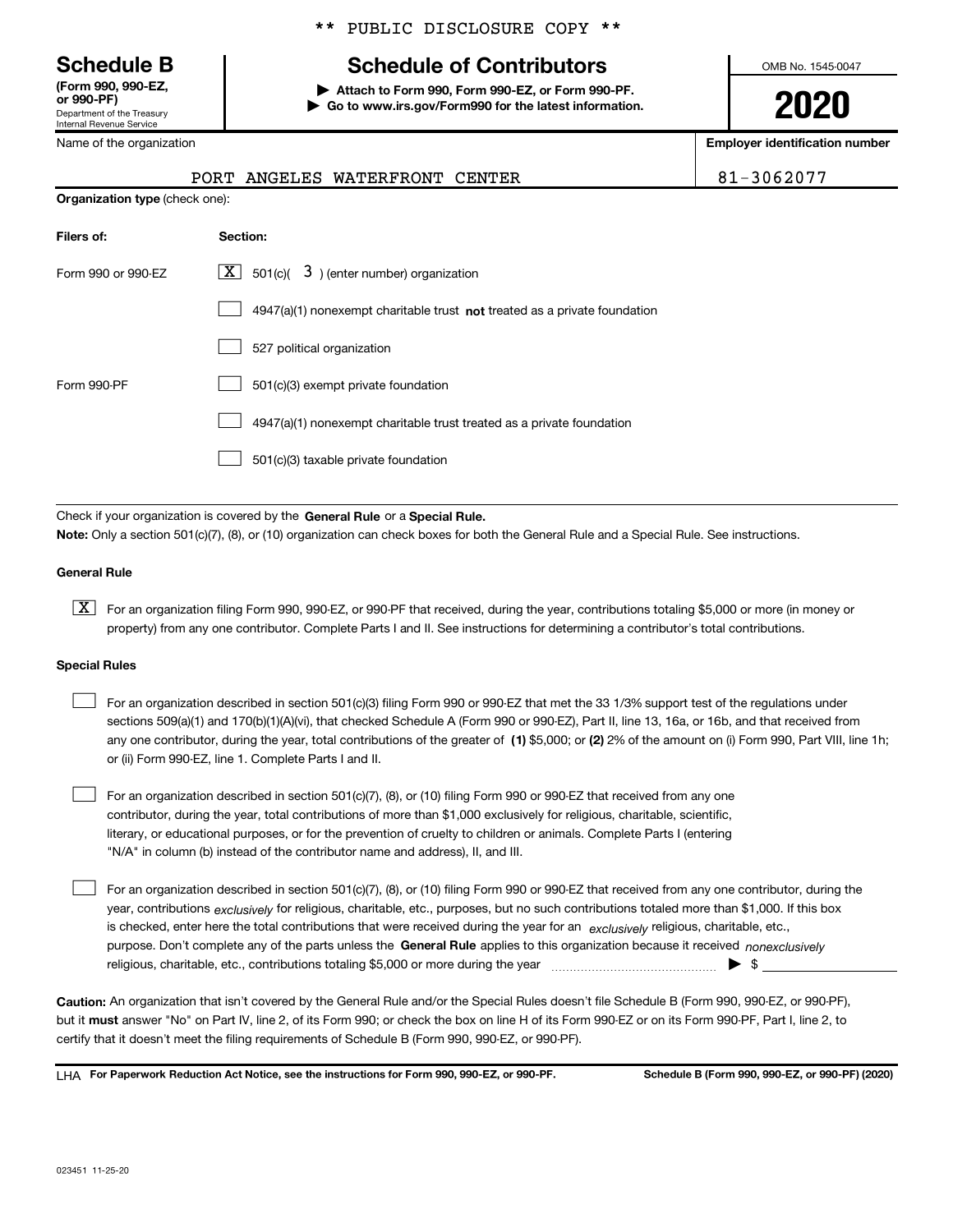** PUBLIC DISCLOSURE COPY **

# Schedule B
**(Form 990, 990-EZ, or 990-PF)**
Department of the Treasury
Internal Revenue Service

## Schedule of Contributors

▶ **Attach to Form 990, Form 990-EZ, or Form 990-PF.**
▶ **Go to www.irs.gov/Form990 for the latest information.**

OMB No. 1545-0047

**2020**

| Name of the organization | Employer identification number |
|---|---|
| PORT ANGELES WATERFRONT CENTER | 81-3062077 |

**Organization type** (check one):

| Filers of: | Section: |
|---|---|
| Form 990 or 990-EZ | [X] 501(c)( 3 ) (enter number) organization |
| | [ ] 4947(a)(1) nonexempt charitable trust **not** treated as a private foundation |
| | [ ] 527 political organization |
| Form 990-PF | [ ] 501(c)(3) exempt private foundation |
| | [ ] 4947(a)(1) nonexempt charitable trust treated as a private foundation |
| | [ ] 501(c)(3) taxable private foundation |

Check if your organization is covered by the **General Rule** or a **Special Rule.**

**Note:** Only a section 501(c)(7), (8), or (10) organization can check boxes for both the General Rule and a Special Rule. See instructions.

### General Rule

[X] For an organization filing Form 990, 990-EZ, or 990-PF that received, during the year, contributions totaling $5,000 or more (in money or property) from any one contributor. Complete Parts I and II. See instructions for determining a contributor's total contributions.

### Special Rules

[ ] For an organization described in section 501(c)(3) filing Form 990 or 990-EZ that met the 33 1/3% support test of the regulations under sections 509(a)(1) and 170(b)(1)(A)(vi), that checked Schedule A (Form 990 or 990-EZ), Part II, line 13, 16a, or 16b, and that received from any one contributor, during the year, total contributions of the greater of **(1)** $5,000; or **(2)** 2% of the amount on (i) Form 990, Part VIII, line 1h; or (ii) Form 990-EZ, line 1. Complete Parts I and II.

[ ] For an organization described in section 501(c)(7), (8), or (10) filing Form 990 or 990-EZ that received from any one contributor, during the year, total contributions of more than $1,000 exclusively for religious, charitable, scientific, literary, or educational purposes, or for the prevention of cruelty to children or animals. Complete Parts I (entering "N/A" in column (b) instead of the contributor name and address), II, and III.

[ ] For an organization described in section 501(c)(7), (8), or (10) filing Form 990 or 990-EZ that received from any one contributor, during the year, contributions *exclusively* for religious, charitable, etc., purposes, but no such contributions totaled more than $1,000. If this box is checked, enter here the total contributions that were received during the year for an *exclusively* religious, charitable, etc., purpose. Don't complete any of the parts unless the **General Rule** applies to this organization because it received *nonexclusively* religious, charitable, etc., contributions totaling $5,000 or more during the year ▶ $

**Caution:** An organization that isn't covered by the General Rule and/or the Special Rules doesn't file Schedule B (Form 990, 990-EZ, or 990-PF), but it **must** answer "No" on Part IV, line 2, of its Form 990; or check the box on line H of its Form 990-EZ or on its Form 990-PF, Part I, line 2, to certify that it doesn't meet the filing requirements of Schedule B (Form 990, 990-EZ, or 990-PF).

LHA **For Paperwork Reduction Act Notice, see the instructions for Form 990, 990-EZ, or 990-PF.** **Schedule B (Form 990, 990-EZ, or 990-PF) (2020)**

023451 11-25-20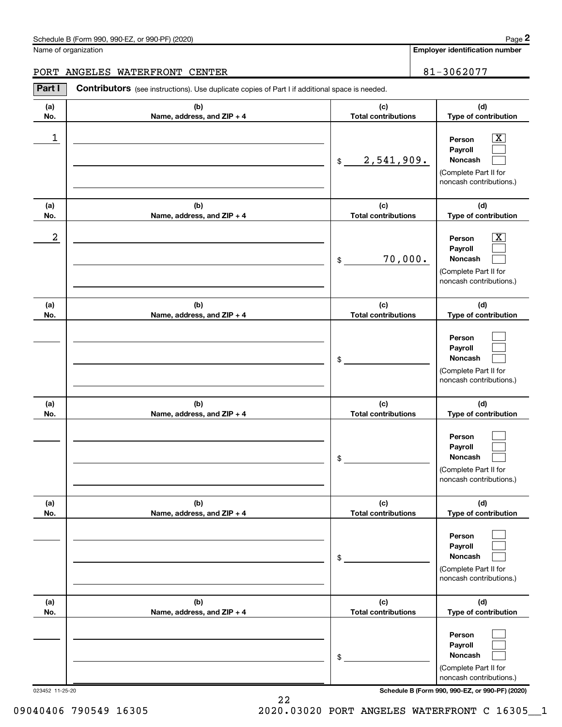Schedule B (Form 990, 990-EZ, or 990-PF) (2020) Page **2**

Name of organization: PORT ANGELES WATERFRONT CENTER

**Employer identification number**: 81-3062077

**Part I** **Contributors** (see instructions). Use duplicate copies of Part I if additional space is needed.

| (a) No. | (b) Name, address, and ZIP + 4 | (c) Total contributions | (d) Type of contribution |
|---|---|---|---|
| 1 | | $ 2,541,909. | Person [X] Payroll [ ] Noncash [ ] (Complete Part II for noncash contributions.) |
| 2 | | $ 70,000. | Person [X] Payroll [ ] Noncash [ ] (Complete Part II for noncash contributions.) |
| | | $ | Person [ ] Payroll [ ] Noncash [ ] (Complete Part II for noncash contributions.) |
| | | $ | Person [ ] Payroll [ ] Noncash [ ] (Complete Part II for noncash contributions.) |
| | | $ | Person [ ] Payroll [ ] Noncash [ ] (Complete Part II for noncash contributions.) |
| | | $ | Person [ ] Payroll [ ] Noncash [ ] (Complete Part II for noncash contributions.) |

023452 11-25-20 **Schedule B (Form 990, 990-EZ, or 990-PF) (2020)**

09040406 790549 16305 2020.03020 PORT ANGELES WATERFRONT C 16305__1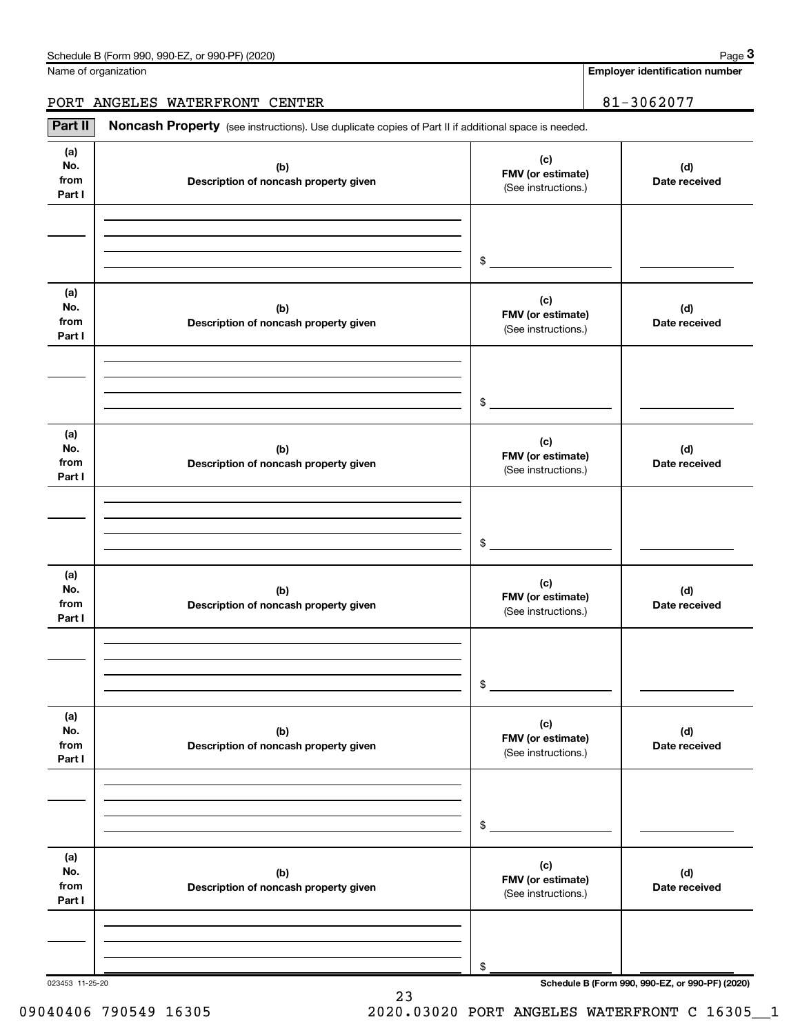Name of organization

**Employer identification number**

PORT ANGELES WATERFRONT CENTER

81-3062077

**Part II** **Noncash Property** (see instructions). Use duplicate copies of Part II if additional space is needed.

| (a) No. from Part I | (b) Description of noncash property given | (c) FMV (or estimate) (See instructions.) | (d) Date received |
|---|---|---|---|
| | | $ | |

| (a) No. from Part I | (b) Description of noncash property given | (c) FMV (or estimate) (See instructions.) | (d) Date received |
|---|---|---|---|
| | | $ | |

| (a) No. from Part I | (b) Description of noncash property given | (c) FMV (or estimate) (See instructions.) | (d) Date received |
|---|---|---|---|
| | | $ | |

| (a) No. from Part I | (b) Description of noncash property given | (c) FMV (or estimate) (See instructions.) | (d) Date received |
|---|---|---|---|
| | | $ | |

| (a) No. from Part I | (b) Description of noncash property given | (c) FMV (or estimate) (See instructions.) | (d) Date received |
|---|---|---|---|
| | | $ | |

| (a) No. from Part I | (b) Description of noncash property given | (c) FMV (or estimate) (See instructions.) | (d) Date received |
|---|---|---|---|
| | | $ | |

023453 11-25-20

**Schedule B (Form 990, 990-EZ, or 990-PF) (2020)**

09040406 790549 16305 2020.03020 PORT ANGELES WATERFRONT C 16305__1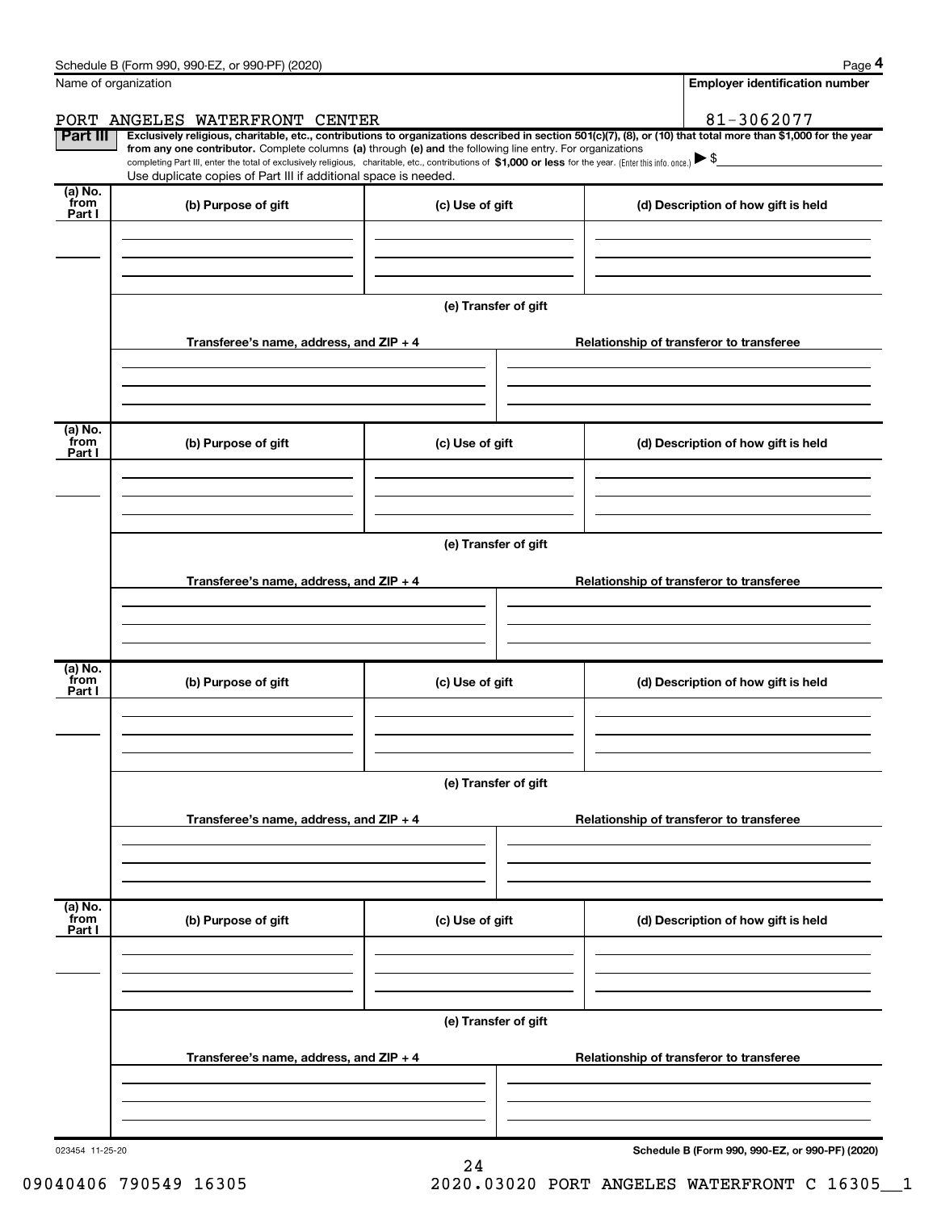Schedule B (Form 990, 990-EZ, or 990-PF) (2020) Page **4**

Name of organization: PORT ANGELES WATERFRONT CENTER

**Employer identification number:** 81-3062077

**Part III** **Exclusively religious, charitable, etc., contributions to organizations described in section 501(c)(7), (8), or (10) that total more than $1,000 for the year from any one contributor.** Complete columns **(a)** through **(e) and** the following line entry. For organizations completing Part III, enter the total of exclusively religious, charitable, etc., contributions of **$1,000 or less** for the year. (Enter this info. once.) ▶ $

Use duplicate copies of Part III if additional space is needed.

| (a) No. from Part I | (b) Purpose of gift | (c) Use of gift | (d) Description of how gift is held |
|---|---|---|---|
| | | | |

(e) Transfer of gift

| Transferee's name, address, and ZIP + 4 | Relationship of transferor to transferee |
|---|---|
| | |

| (a) No. from Part I | (b) Purpose of gift | (c) Use of gift | (d) Description of how gift is held |
|---|---|---|---|
| | | | |

(e) Transfer of gift

| Transferee's name, address, and ZIP + 4 | Relationship of transferor to transferee |
|---|---|
| | |

| (a) No. from Part I | (b) Purpose of gift | (c) Use of gift | (d) Description of how gift is held |
|---|---|---|---|
| | | | |

(e) Transfer of gift

| Transferee's name, address, and ZIP + 4 | Relationship of transferor to transferee |
|---|---|
| | |

| (a) No. from Part I | (b) Purpose of gift | (c) Use of gift | (d) Description of how gift is held |
|---|---|---|---|
| | | | |

(e) Transfer of gift

| Transferee's name, address, and ZIP + 4 | Relationship of transferor to transferee |
|---|---|
| | |

023454 11-25-20

**Schedule B (Form 990, 990-EZ, or 990-PF) (2020)**

09040406 790549 16305 2020.03020 PORT ANGELES WATERFRONT C 16305__1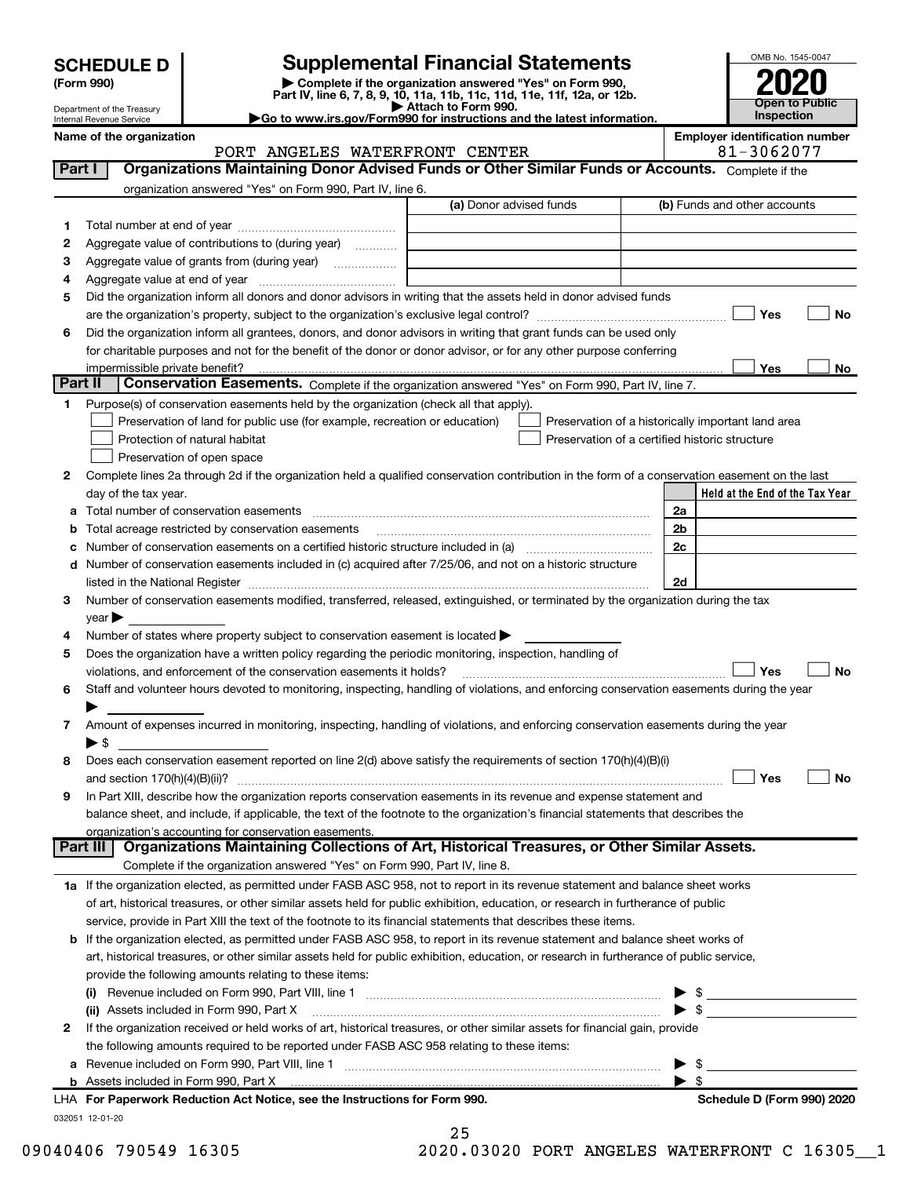# SCHEDULE D (Form 990)

Department of the Treasury
Internal Revenue Service

## Supplemental Financial Statements

▶ Complete if the organization answered "Yes" on Form 990, Part IV, line 6, 7, 8, 9, 10, 11a, 11b, 11c, 11d, 11e, 11f, 12a, or 12b.
▶ Attach to Form 990.
▶Go to www.irs.gov/Form990 for instructions and the latest information.

OMB No. 1545-0047

**2020**

**Open to Public Inspection**

**Name of the organization:** PORT ANGELES WATERFRONT CENTER

**Employer identification number:** 81-3062077

### Part I — Organizations Maintaining Donor Advised Funds or Other Similar Funds or Accounts. Complete if the organization answered "Yes" on Form 990, Part IV, line 6.

| | | (a) Donor advised funds | (b) Funds and other accounts |
|---|---|---|---|
| 1 | Total number at end of year | | |
| 2 | Aggregate value of contributions to (during year) | | |
| 3 | Aggregate value of grants from (during year) | | |
| 4 | Aggregate value at end of year | | |

5 Did the organization inform all donors and donor advisors in writing that the assets held in donor advised funds are the organization's property, subject to the organization's exclusive legal control? ☐ Yes ☐ No

6 Did the organization inform all grantees, donors, and donor advisors in writing that grant funds can be used only for charitable purposes and not for the benefit of the donor or donor advisor, or for any other purpose conferring impermissible private benefit? ☐ Yes ☐ No

### Part II — Conservation Easements. Complete if the organization answered "Yes" on Form 990, Part IV, line 7.

1 Purpose(s) of conservation easements held by the organization (check all that apply).
- ☐ Preservation of land for public use (for example, recreation or education)
- ☐ Protection of natural habitat
- ☐ Preservation of open space
- ☐ Preservation of a historically important land area
- ☐ Preservation of a certified historic structure

2 Complete lines 2a through 2d if the organization held a qualified conservation contribution in the form of a conservation easement on the last day of the tax year.

| | | | Held at the End of the Tax Year |
|---|---|---|---|
| a | Total number of conservation easements | 2a | |
| b | Total acreage restricted by conservation easements | 2b | |
| c | Number of conservation easements on a certified historic structure included in (a) | 2c | |
| d | Number of conservation easements included in (c) acquired after 7/25/06, and not on a historic structure listed in the National Register | 2d | |

3 Number of conservation easements modified, transferred, released, extinguished, or terminated by the organization during the tax year ▶

4 Number of states where property subject to conservation easement is located ▶

5 Does the organization have a written policy regarding the periodic monitoring, inspection, handling of violations, and enforcement of the conservation easements it holds? ☐ Yes ☐ No

6 Staff and volunteer hours devoted to monitoring, inspecting, handling of violations, and enforcing conservation easements during the year ▶

7 Amount of expenses incurred in monitoring, inspecting, handling of violations, and enforcing conservation easements during the year ▶ $

8 Does each conservation easement reported on line 2(d) above satisfy the requirements of section 170(h)(4)(B)(i) and section 170(h)(4)(B)(ii)? ☐ Yes ☐ No

9 In Part XIII, describe how the organization reports conservation easements in its revenue and expense statement and balance sheet, and include, if applicable, the text of the footnote to the organization's financial statements that describes the organization's accounting for conservation easements.

### Part III — Organizations Maintaining Collections of Art, Historical Treasures, or Other Similar Assets. Complete if the organization answered "Yes" on Form 990, Part IV, line 8.

1a If the organization elected, as permitted under FASB ASC 958, not to report in its revenue statement and balance sheet works of art, historical treasures, or other similar assets held for public exhibition, education, or research in furtherance of public service, provide in Part XIII the text of the footnote to its financial statements that describes these items.

b If the organization elected, as permitted under FASB ASC 958, to report in its revenue statement and balance sheet works of art, historical treasures, or other similar assets held for public exhibition, education, or research in furtherance of public service, provide the following amounts relating to these items:

(i) Revenue included on Form 990, Part VIII, line 1 ▶ $

(ii) Assets included in Form 990, Part X ▶ $

2 If the organization received or held works of art, historical treasures, or other similar assets for financial gain, provide the following amounts required to be reported under FASB ASC 958 relating to these items:

a Revenue included on Form 990, Part VIII, line 1 ▶ $

b Assets included in Form 990, Part X ▶ $

LHA For Paperwork Reduction Act Notice, see the Instructions for Form 990. Schedule D (Form 990) 2020

032051 12-01-20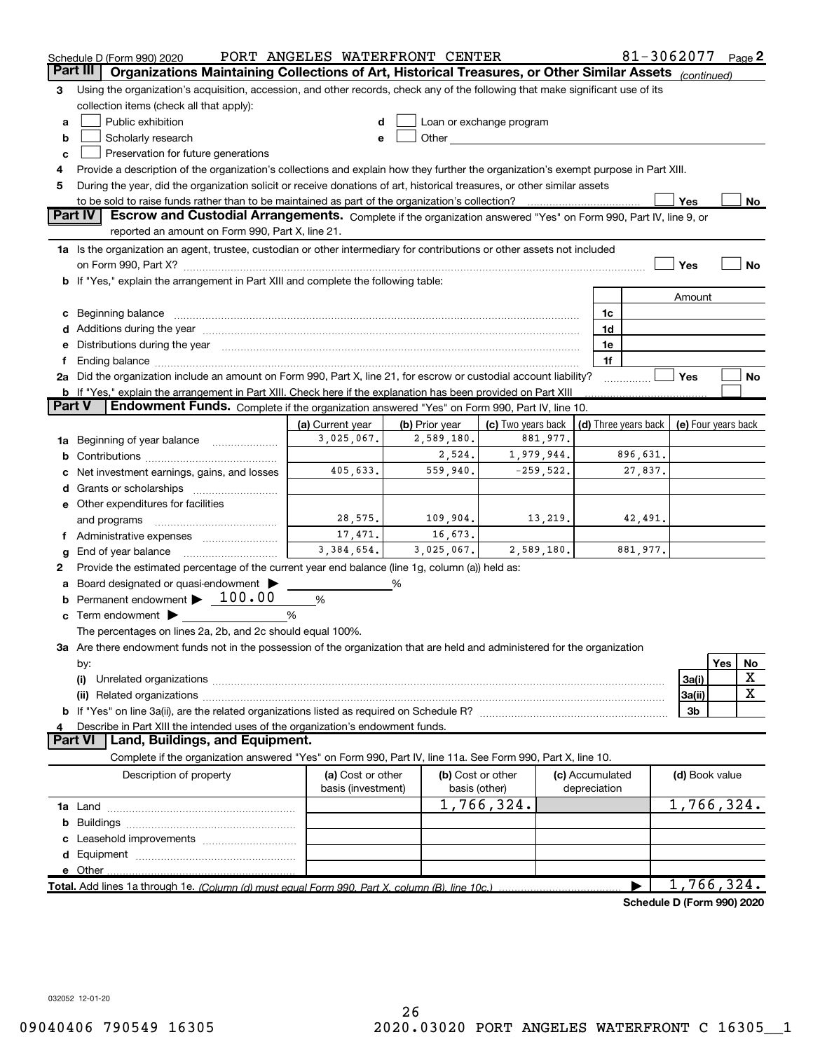Schedule D (Form 990) 2020 PORT ANGELES WATERFRONT CENTER 81-3062077 Page 2

## Part III Organizations Maintaining Collections of Art, Historical Treasures, or Other Similar Assets *(continued)*

3 Using the organization's acquisition, accession, and other records, check any of the following that make significant use of its collection items (check all that apply):

- a ☐ Public exhibition
- b ☐ Scholarly research
- c ☐ Preservation for future generations
- d ☐ Loan or exchange program
- e ☐ Other

4 Provide a description of the organization's collections and explain how they further the organization's exempt purpose in Part XIII.

5 During the year, did the organization solicit or receive donations of art, historical treasures, or other similar assets to be sold to raise funds rather than to be maintained as part of the organization's collection? ☐ Yes ☐ No

## Part IV Escrow and Custodial Arrangements.

Complete if the organization answered "Yes" on Form 990, Part IV, line 9, or reported an amount on Form 990, Part X, line 21.

1a Is the organization an agent, trustee, custodian or other intermediary for contributions or other assets not included on Form 990, Part X? ☐ Yes ☐ No

b If "Yes," explain the arrangement in Part XIII and complete the following table:

| | | Amount |
|---|---|---|
| c Beginning balance | 1c | |
| d Additions during the year | 1d | |
| e Distributions during the year | 1e | |
| f Ending balance | 1f | |

2a Did the organization include an amount on Form 990, Part X, line 21, for escrow or custodial account liability? ☐ Yes ☐ No

b If "Yes," explain the arrangement in Part XIII. Check here if the explanation has been provided on Part XIII ☐

## Part V Endowment Funds.

Complete if the organization answered "Yes" on Form 990, Part IV, line 10.

| | (a) Current year | (b) Prior year | (c) Two years back | (d) Three years back | (e) Four years back |
|---|---|---|---|---|---|
| 1a Beginning of year balance | 3,025,067. | 2,589,180. | 881,977. | | |
| b Contributions | | 2,524. | 1,979,944. | 896,631. | |
| c Net investment earnings, gains, and losses | 405,633. | 559,940. | -259,522. | 27,837. | |
| d Grants or scholarships | | | | | |
| e Other expenditures for facilities and programs | 28,575. | 109,904. | 13,219. | 42,491. | |
| f Administrative expenses | 17,471. | 16,673. | | | |
| g End of year balance | 3,384,654. | 3,025,067. | 2,589,180. | 881,977. | |

2 Provide the estimated percentage of the current year end balance (line 1g, column (a)) held as:

- a Board designated or quasi-endowment ▶ ______ %
- b Permanent endowment ▶ 100.00 %
- c Term endowment ▶ ______ %

The percentages on lines 2a, 2b, and 2c should equal 100%.

3a Are there endowment funds not in the possession of the organization that are held and administered for the organization by:

| | | Yes | No |
|---|---|---|---|
| (i) Unrelated organizations | 3a(i) | | X |
| (ii) Related organizations | 3a(ii) | | X |
| b If "Yes" on line 3a(ii), are the related organizations listed as required on Schedule R? | 3b | | |

4 Describe in Part XIII the intended uses of the organization's endowment funds.

## Part VI Land, Buildings, and Equipment.

Complete if the organization answered "Yes" on Form 990, Part IV, line 11a. See Form 990, Part X, line 10.

| Description of property | (a) Cost or other basis (investment) | (b) Cost or other basis (other) | (c) Accumulated depreciation | (d) Book value |
|---|---|---|---|---|
| 1a Land | | 1,766,324. | | 1,766,324. |
| b Buildings | | | | |
| c Leasehold improvements | | | | |
| d Equipment | | | | |
| e Other | | | | |
| **Total.** Add lines 1a through 1e. *(Column (d) must equal Form 990, Part X, column (B), line 10c.)* ▶ | | | | 1,766,324. |

**Schedule D (Form 990) 2020**

032052 12-01-20

09040406 790549 16305 2020.03020 PORT ANGELES WATERFRONT C 16305__1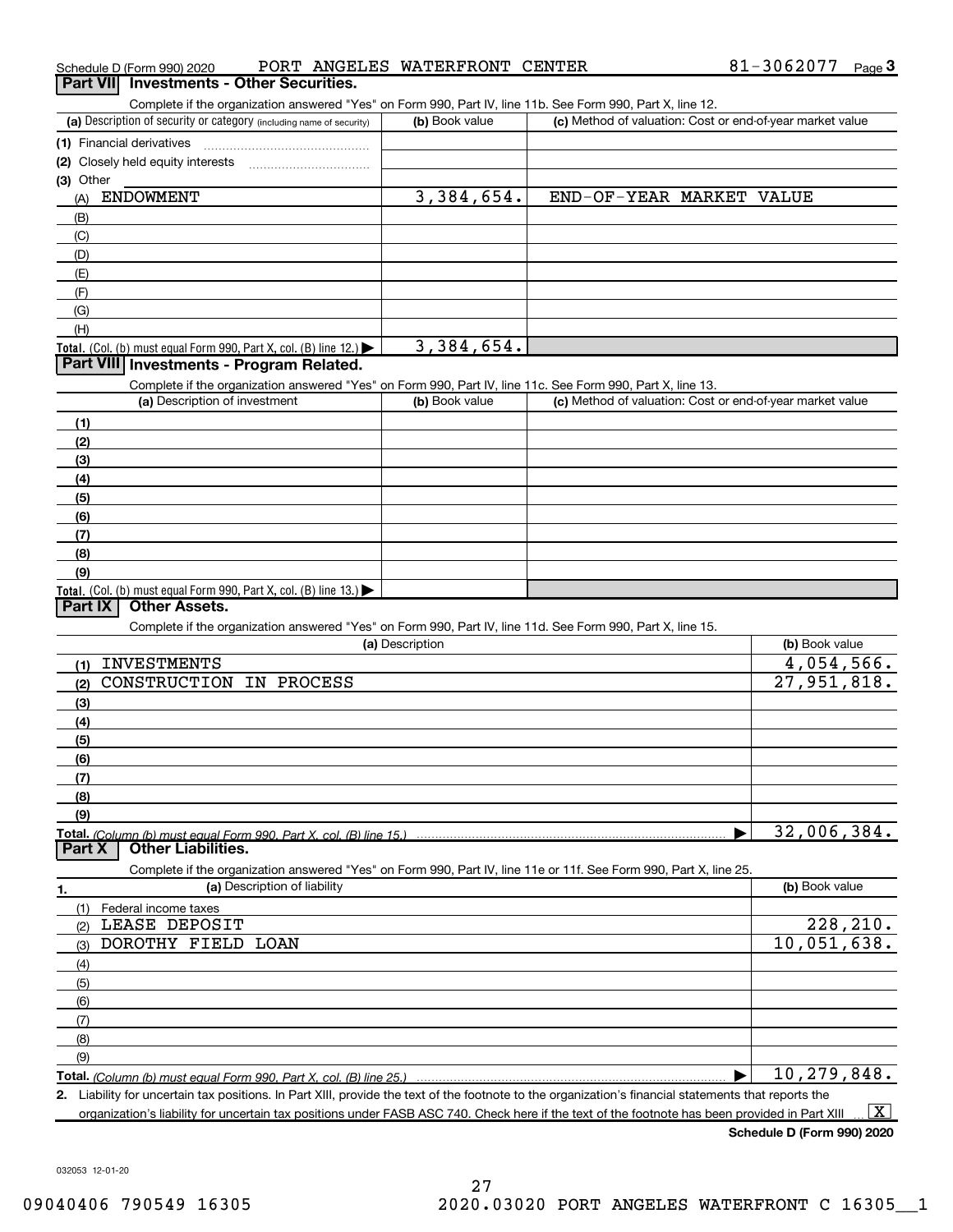Schedule D (Form 990) 2020 PORT ANGELES WATERFRONT CENTER 81-3062077 Page 3

## Part VII Investments - Other Securities.

Complete if the organization answered "Yes" on Form 990, Part IV, line 11b. See Form 990, Part X, line 12.

| (a) Description of security or category (including name of security) | (b) Book value | (c) Method of valuation: Cost or end-of-year market value |
|---|---|---|
| (1) Financial derivatives | | |
| (2) Closely held equity interests | | |
| (3) Other | | |
| (A) ENDOWMENT | 3,384,654. | END-OF-YEAR MARKET VALUE |
| (B) | | |
| (C) | | |
| (D) | | |
| (E) | | |
| (F) | | |
| (G) | | |
| (H) | | |
| **Total.** (Col. (b) must equal Form 990, Part X, col. (B) line 12.) ▶ | 3,384,654. | |

## Part VIII Investments - Program Related.

Complete if the organization answered "Yes" on Form 990, Part IV, line 11c. See Form 990, Part X, line 13.

| (a) Description of investment | (b) Book value | (c) Method of valuation: Cost or end-of-year market value |
|---|---|---|
| (1) | | |
| (2) | | |
| (3) | | |
| (4) | | |
| (5) | | |
| (6) | | |
| (7) | | |
| (8) | | |
| (9) | | |
| **Total.** (Col. (b) must equal Form 990, Part X, col. (B) line 13.) ▶ | | |

## Part IX Other Assets.

Complete if the organization answered "Yes" on Form 990, Part IV, line 11d. See Form 990, Part X, line 15.

| (a) Description | (b) Book value |
|---|---|
| (1) INVESTMENTS | 4,054,566. |
| (2) CONSTRUCTION IN PROCESS | 27,951,818. |
| (3) | |
| (4) | |
| (5) | |
| (6) | |
| (7) | |
| (8) | |
| (9) | |
| **Total.** (Column (b) must equal Form 990, Part X, col. (B) line 15.) ▶ | 32,006,384. |

## Part X Other Liabilities.

Complete if the organization answered "Yes" on Form 990, Part IV, line 11e or 11f. See Form 990, Part X, line 25.

| 1. (a) Description of liability | (b) Book value |
|---|---|
| (1) Federal income taxes | |
| (2) LEASE DEPOSIT | 228,210. |
| (3) DOROTHY FIELD LOAN | 10,051,638. |
| (4) | |
| (5) | |
| (6) | |
| (7) | |
| (8) | |
| (9) | |
| **Total.** (Column (b) must equal Form 990, Part X, col. (B) line 25.) ▶ | 10,279,848. |

2. Liability for uncertain tax positions. In Part XIII, provide the text of the footnote to the organization's financial statements that reports the organization's liability for uncertain tax positions under FASB ASC 740. Check here if the text of the footnote has been provided in Part XIII ... [X]

Schedule D (Form 990) 2020

032053 12-01-20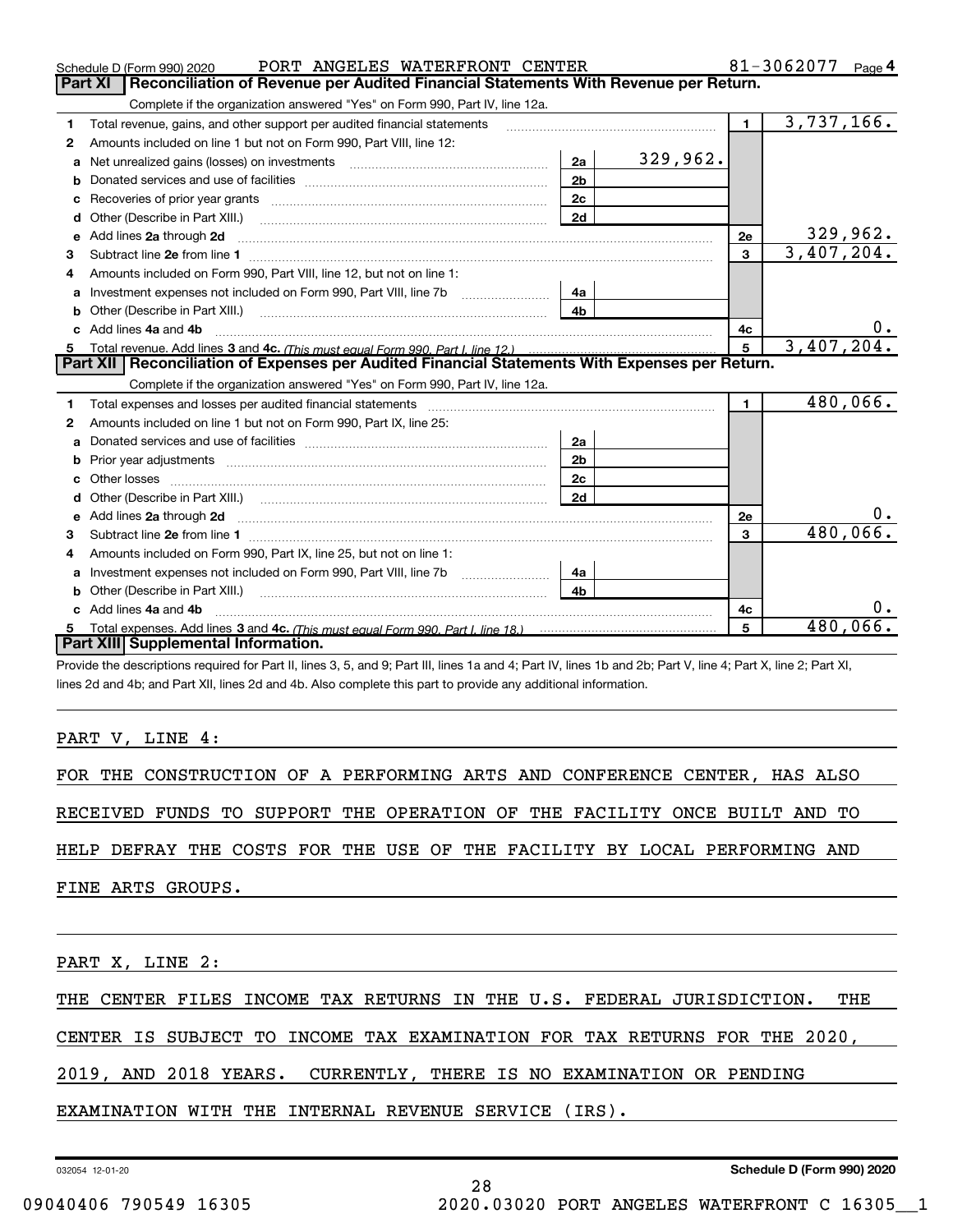Schedule D (Form 990) 2020 PORT ANGELES WATERFRONT CENTER 81-3062077 Page 4

## Part XI Reconciliation of Revenue per Audited Financial Statements With Revenue per Return.

Complete if the organization answered "Yes" on Form 990, Part IV, line 12a.

| | | | | | |
|---|---|---|---|---|---|
| 1 | Total revenue, gains, and other support per audited financial statements | | | 1 | 3,737,166. |
| 2 | Amounts included on line 1 but not on Form 990, Part VIII, line 12: | | | | |
| a | Net unrealized gains (losses) on investments | 2a | 329,962. | | |
| b | Donated services and use of facilities | 2b | | | |
| c | Recoveries of prior year grants | 2c | | | |
| d | Other (Describe in Part XIII.) | 2d | | | |
| e | Add lines 2a through 2d | | | 2e | 329,962. |
| 3 | Subtract line 2e from line 1 | | | 3 | 3,407,204. |
| 4 | Amounts included on Form 990, Part VIII, line 12, but not on line 1: | | | | |
| a | Investment expenses not included on Form 990, Part VIII, line 7b | 4a | | | |
| b | Other (Describe in Part XIII.) | 4b | | | |
| c | Add lines 4a and 4b | | | 4c | 0. |
| 5 | Total revenue. Add lines 3 and 4c. *(This must equal Form 990, Part I, line 12.)* | | | 5 | 3,407,204. |

## Part XII Reconciliation of Expenses per Audited Financial Statements With Expenses per Return.

Complete if the organization answered "Yes" on Form 990, Part IV, line 12a.

| | | | | | |
|---|---|---|---|---|---|
| 1 | Total expenses and losses per audited financial statements | | | 1 | 480,066. |
| 2 | Amounts included on line 1 but not on Form 990, Part IX, line 25: | | | | |
| a | Donated services and use of facilities | 2a | | | |
| b | Prior year adjustments | 2b | | | |
| c | Other losses | 2c | | | |
| d | Other (Describe in Part XIII.) | 2d | | | |
| e | Add lines 2a through 2d | | | 2e | 0. |
| 3 | Subtract line 2e from line 1 | | | 3 | 480,066. |
| 4 | Amounts included on Form 990, Part IX, line 25, but not on line 1: | | | | |
| a | Investment expenses not included on Form 990, Part VIII, line 7b | 4a | | | |
| b | Other (Describe in Part XIII.) | 4b | | | |
| c | Add lines 4a and 4b | | | 4c | 0. |
| 5 | Total expenses. Add lines 3 and 4c. *(This must equal Form 990, Part I, line 18.)* | | | 5 | 480,066. |

## Part XIII Supplemental Information.

Provide the descriptions required for Part II, lines 3, 5, and 9; Part III, lines 1a and 4; Part IV, lines 1b and 2b; Part V, line 4; Part X, line 2; Part XI, lines 2d and 4b; and Part XII, lines 2d and 4b. Also complete this part to provide any additional information.

PART V, LINE 4:

FOR THE CONSTRUCTION OF A PERFORMING ARTS AND CONFERENCE CENTER, HAS ALSO RECEIVED FUNDS TO SUPPORT THE OPERATION OF THE FACILITY ONCE BUILT AND TO HELP DEFRAY THE COSTS FOR THE USE OF THE FACILITY BY LOCAL PERFORMING AND FINE ARTS GROUPS.

PART X, LINE 2:

THE CENTER FILES INCOME TAX RETURNS IN THE U.S. FEDERAL JURISDICTION. THE CENTER IS SUBJECT TO INCOME TAX EXAMINATION FOR TAX RETURNS FOR THE 2020, 2019, AND 2018 YEARS. CURRENTLY, THERE IS NO EXAMINATION OR PENDING EXAMINATION WITH THE INTERNAL REVENUE SERVICE (IRS).

032054 12-01-20 Schedule D (Form 990) 2020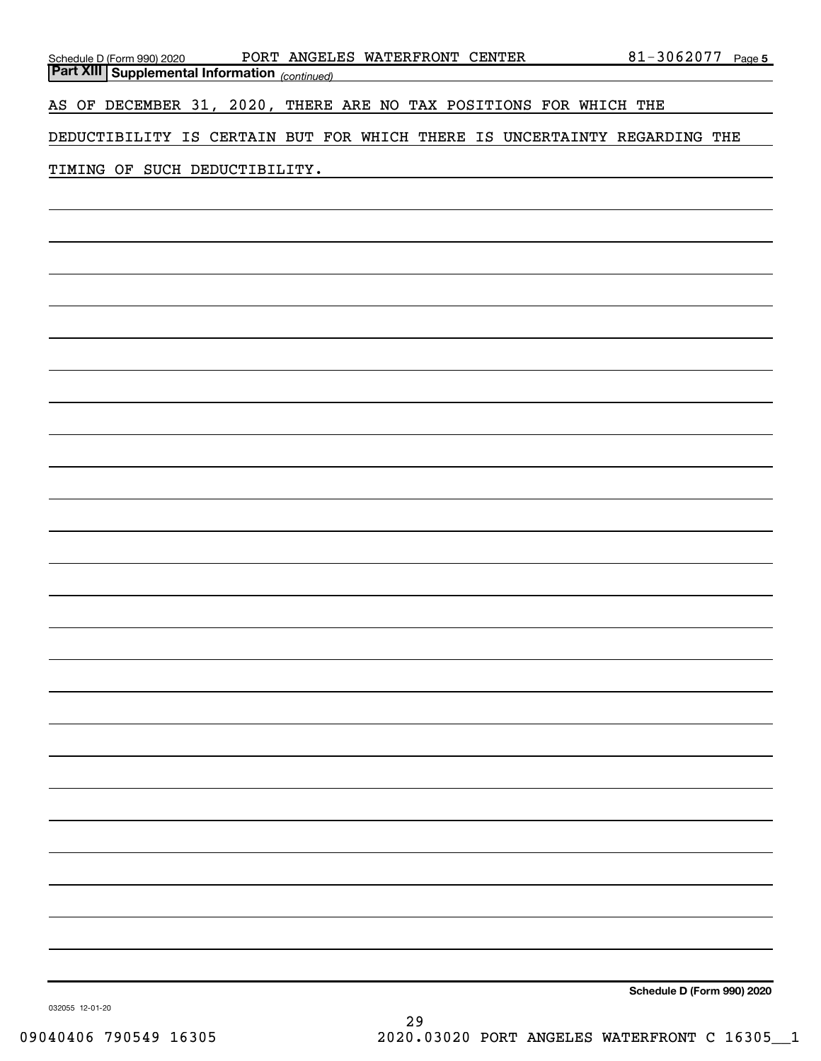## Part XIII Supplemental Information *(continued)*

AS OF DECEMBER 31, 2020, THERE ARE NO TAX POSITIONS FOR WHICH THE DEDUCTIBILITY IS CERTAIN BUT FOR WHICH THERE IS UNCERTAINTY REGARDING THE TIMING OF SUCH DEDUCTIBILITY.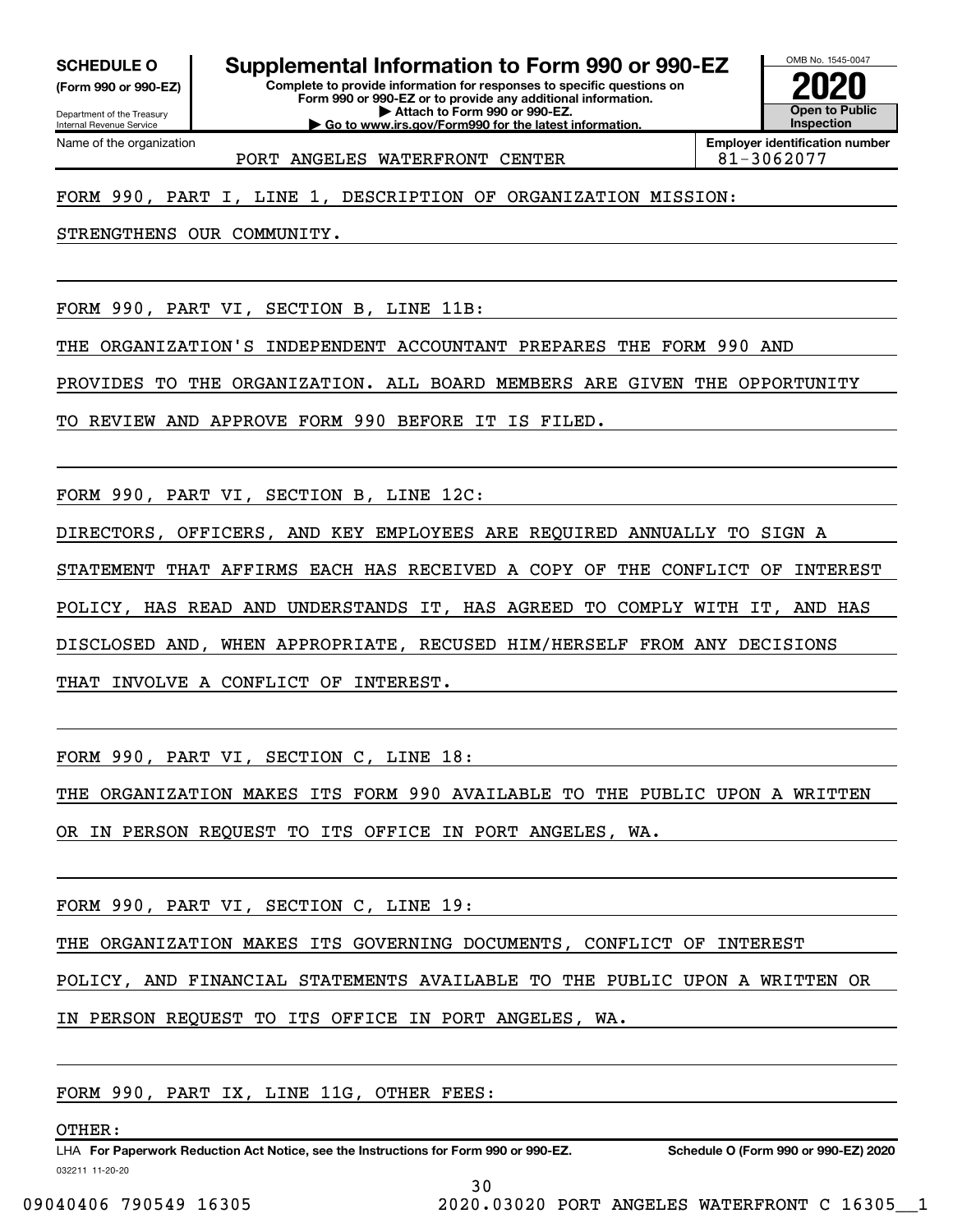**SCHEDULE O**
**(Form 990 or 990-EZ)**

Department of the Treasury
Internal Revenue Service

# Supplemental Information to Form 990 or 990-EZ

**Complete to provide information for responses to specific questions on Form 990 or 990-EZ or to provide any additional information.**
**▶ Attach to Form 990 or 990-EZ.**
**▶ Go to www.irs.gov/Form990 for the latest information.**

OMB No. 1545-0047
**2020**
**Open to Public Inspection**

Name of the organization: PORT ANGELES WATERFRONT CENTER
**Employer identification number:** 81-3062077

FORM 990, PART I, LINE 1, DESCRIPTION OF ORGANIZATION MISSION:

STRENGTHENS OUR COMMUNITY.

FORM 990, PART VI, SECTION B, LINE 11B:

THE ORGANIZATION'S INDEPENDENT ACCOUNTANT PREPARES THE FORM 990 AND PROVIDES TO THE ORGANIZATION. ALL BOARD MEMBERS ARE GIVEN THE OPPORTUNITY TO REVIEW AND APPROVE FORM 990 BEFORE IT IS FILED.

FORM 990, PART VI, SECTION B, LINE 12C:

DIRECTORS, OFFICERS, AND KEY EMPLOYEES ARE REQUIRED ANNUALLY TO SIGN A STATEMENT THAT AFFIRMS EACH HAS RECEIVED A COPY OF THE CONFLICT OF INTEREST POLICY, HAS READ AND UNDERSTANDS IT, HAS AGREED TO COMPLY WITH IT, AND HAS DISCLOSED AND, WHEN APPROPRIATE, RECUSED HIM/HERSELF FROM ANY DECISIONS THAT INVOLVE A CONFLICT OF INTEREST.

FORM 990, PART VI, SECTION C, LINE 18:

THE ORGANIZATION MAKES ITS FORM 990 AVAILABLE TO THE PUBLIC UPON A WRITTEN OR IN PERSON REQUEST TO ITS OFFICE IN PORT ANGELES, WA.

FORM 990, PART VI, SECTION C, LINE 19:

THE ORGANIZATION MAKES ITS GOVERNING DOCUMENTS, CONFLICT OF INTEREST POLICY, AND FINANCIAL STATEMENTS AVAILABLE TO THE PUBLIC UPON A WRITTEN OR IN PERSON REQUEST TO ITS OFFICE IN PORT ANGELES, WA.

FORM 990, PART IX, LINE 11G, OTHER FEES:

OTHER:

LHA **For Paperwork Reduction Act Notice, see the Instructions for Form 990 or 990-EZ.** **Schedule O (Form 990 or 990-EZ) 2020**

032211 11-20-20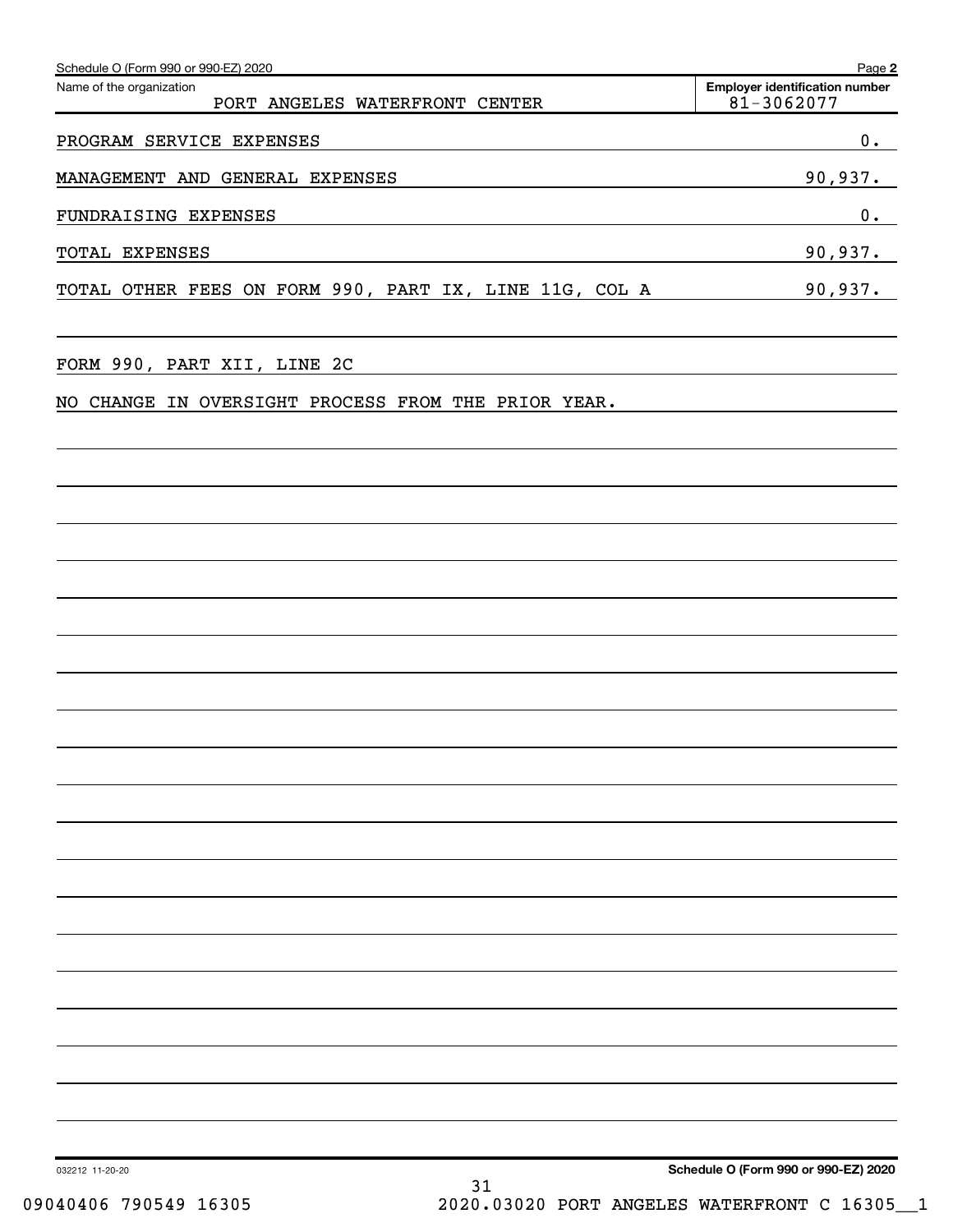Schedule O (Form 990 or 990-EZ) 2020 Page **2**

Name of the organization: PORT ANGELES WATERFRONT CENTER

**Employer identification number** 81-3062077

| | |
|---|---|
| PROGRAM SERVICE EXPENSES | 0. |
| MANAGEMENT AND GENERAL EXPENSES | 90,937. |
| FUNDRAISING EXPENSES | 0. |
| TOTAL EXPENSES | 90,937. |
| TOTAL OTHER FEES ON FORM 990, PART IX, LINE 11G, COL A | 90,937. |

FORM 990, PART XII, LINE 2C

NO CHANGE IN OVERSIGHT PROCESS FROM THE PRIOR YEAR.

032212 11-20-20 **Schedule O (Form 990 or 990-EZ) 2020**

09040406 790549 16305 2020.03020 PORT ANGELES WATERFRONT C 16305__1